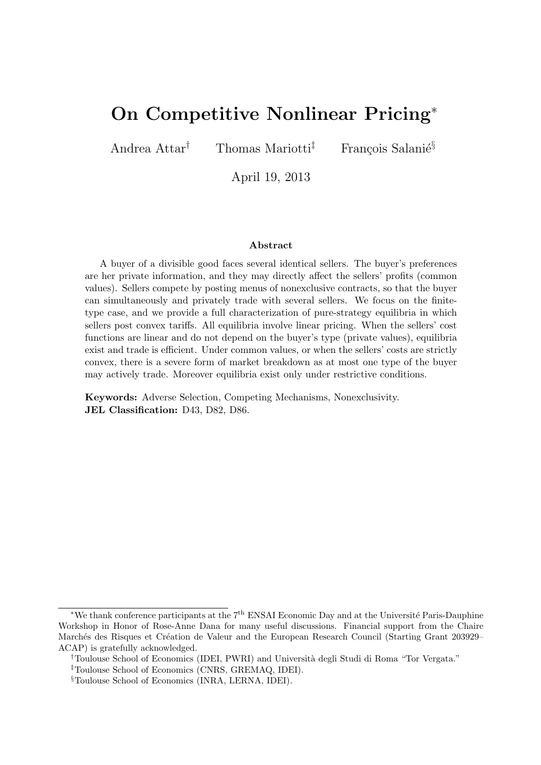# On Competitive Nonlinear Pricing*

Andrea Attar[†] Thomas Mariotti[‡] François Salanié[§]

April 19, 2013

### Abstract

A buyer of a divisible good faces several identical sellers. The buyer's preferences are her private information, and they may directly affect the sellers' profits (common values). Sellers compete by posting menus of nonexclusive contracts, so that the buyer can simultaneously and privately trade with several sellers. We focus on the finite-type case, and we provide a full characterization of pure-strategy equilibria in which sellers post convex tariffs. All equilibria involve linear pricing. When the sellers' cost functions are linear and do not depend on the buyer's type (private values), equilibria exist and trade is efficient. Under common values, or when the sellers' costs are strictly convex, there is a severe form of market breakdown as at most one type of the buyer may actively trade. Moreover equilibria exist only under restrictive conditions.

**Keywords:** Adverse Selection, Competing Mechanisms, Nonexclusivity.
**JEL Classification:** D43, D82, D86.

---

*We thank conference participants at the 7[th] ENSAI Economic Day and at the Université Paris-Dauphine Workshop in Honor of Rose-Anne Dana for many useful discussions. Financial support from the Chaire Marchés des Risques et Création de Valeur and the European Research Council (Starting Grant 203929–ACAP) is gratefully acknowledged.

[†]Toulouse School of Economics (IDEI, PWRI) and Università degli Studi di Roma "Tor Vergata."

[‡]Toulouse School of Economics (CNRS, GREMAQ, IDEI).

[§]Toulouse School of Economics (INRA, LERNA, IDEI).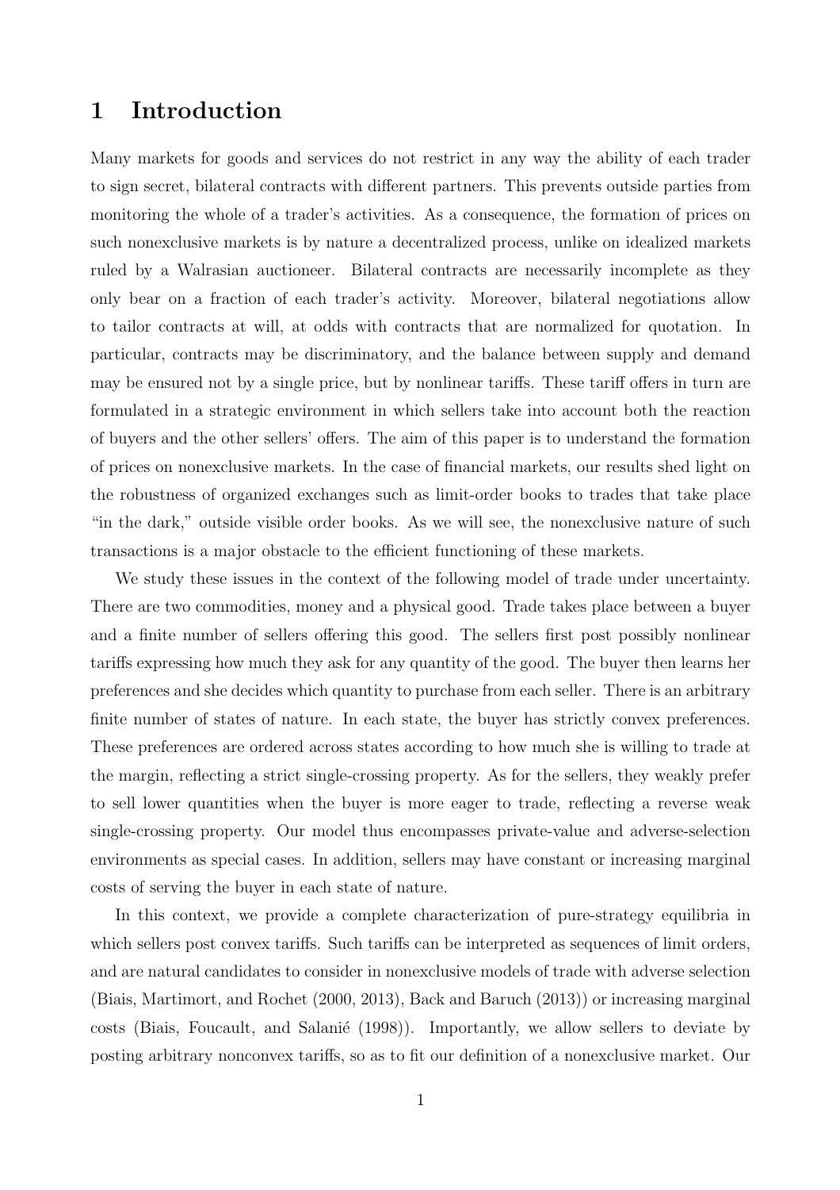# 1 Introduction

Many markets for goods and services do not restrict in any way the ability of each trader to sign secret, bilateral contracts with different partners. This prevents outside parties from monitoring the whole of a trader's activities. As a consequence, the formation of prices on such nonexclusive markets is by nature a decentralized process, unlike on idealized markets ruled by a Walrasian auctioneer. Bilateral contracts are necessarily incomplete as they only bear on a fraction of each trader's activity. Moreover, bilateral negotiations allow to tailor contracts at will, at odds with contracts that are normalized for quotation. In particular, contracts may be discriminatory, and the balance between supply and demand may be ensured not by a single price, but by nonlinear tariffs. These tariff offers in turn are formulated in a strategic environment in which sellers take into account both the reaction of buyers and the other sellers' offers. The aim of this paper is to understand the formation of prices on nonexclusive markets. In the case of financial markets, our results shed light on the robustness of organized exchanges such as limit-order books to trades that take place "in the dark," outside visible order books. As we will see, the nonexclusive nature of such transactions is a major obstacle to the efficient functioning of these markets.

We study these issues in the context of the following model of trade under uncertainty. There are two commodities, money and a physical good. Trade takes place between a buyer and a finite number of sellers offering this good. The sellers first post possibly nonlinear tariffs expressing how much they ask for any quantity of the good. The buyer then learns her preferences and she decides which quantity to purchase from each seller. There is an arbitrary finite number of states of nature. In each state, the buyer has strictly convex preferences. These preferences are ordered across states according to how much she is willing to trade at the margin, reflecting a strict single-crossing property. As for the sellers, they weakly prefer to sell lower quantities when the buyer is more eager to trade, reflecting a reverse weak single-crossing property. Our model thus encompasses private-value and adverse-selection environments as special cases. In addition, sellers may have constant or increasing marginal costs of serving the buyer in each state of nature.

In this context, we provide a complete characterization of pure-strategy equilibria in which sellers post convex tariffs. Such tariffs can be interpreted as sequences of limit orders, and are natural candidates to consider in nonexclusive models of trade with adverse selection (Biais, Martimort, and Rochet (2000, 2013), Back and Baruch (2013)) or increasing marginal costs (Biais, Foucault, and Salanié (1998)). Importantly, we allow sellers to deviate by posting arbitrary nonconvex tariffs, so as to fit our definition of a nonexclusive market. Our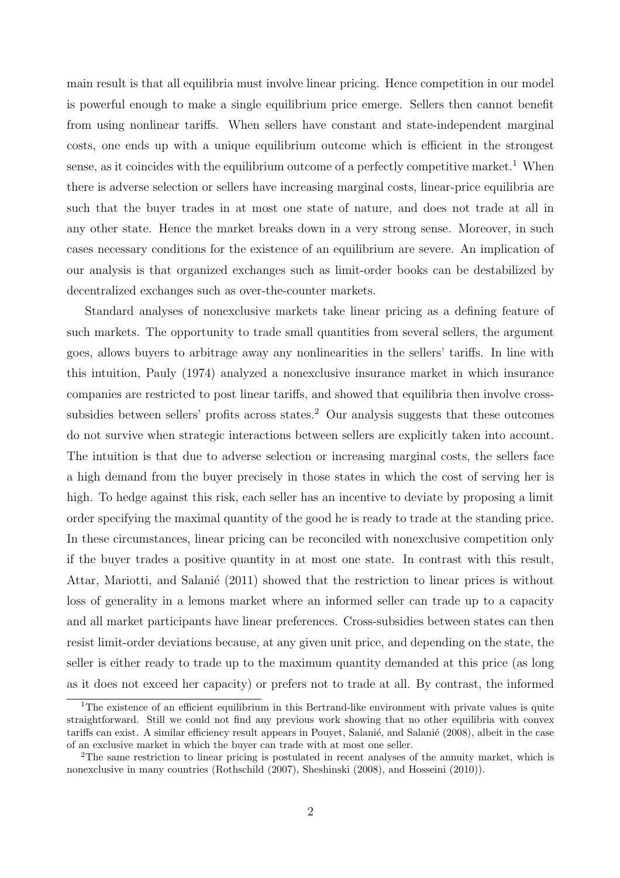main result is that all equilibria must involve linear pricing. Hence competition in our model is powerful enough to make a single equilibrium price emerge. Sellers then cannot benefit from using nonlinear tariffs. When sellers have constant and state-independent marginal costs, one ends up with a unique equilibrium outcome which is efficient in the strongest sense, as it coincides with the equilibrium outcome of a perfectly competitive market.[1] When there is adverse selection or sellers have increasing marginal costs, linear-price equilibria are such that the buyer trades in at most one state of nature, and does not trade at all in any other state. Hence the market breaks down in a very strong sense. Moreover, in such cases necessary conditions for the existence of an equilibrium are severe. An implication of our analysis is that organized exchanges such as limit-order books can be destabilized by decentralized exchanges such as over-the-counter markets.

Standard analyses of nonexclusive markets take linear pricing as a defining feature of such markets. The opportunity to trade small quantities from several sellers, the argument goes, allows buyers to arbitrage away any nonlinearities in the sellers' tariffs. In line with this intuition, Pauly (1974) analyzed a nonexclusive insurance market in which insurance companies are restricted to post linear tariffs, and showed that equilibria then involve cross-subsidies between sellers' profits across states.[2] Our analysis suggests that these outcomes do not survive when strategic interactions between sellers are explicitly taken into account. The intuition is that due to adverse selection or increasing marginal costs, the sellers face a high demand from the buyer precisely in those states in which the cost of serving her is high. To hedge against this risk, each seller has an incentive to deviate by proposing a limit order specifying the maximal quantity of the good he is ready to trade at the standing price. In these circumstances, linear pricing can be reconciled with nonexclusive competition only if the buyer trades a positive quantity in at most one state. In contrast with this result, Attar, Mariotti, and Salanié (2011) showed that the restriction to linear prices is without loss of generality in a lemons market where an informed seller can trade up to a capacity and all market participants have linear preferences. Cross-subsidies between states can then resist limit-order deviations because, at any given unit price, and depending on the state, the seller is either ready to trade up to the maximum quantity demanded at this price (as long as it does not exceed her capacity) or prefers not to trade at all. By contrast, the informed

[1] The existence of an efficient equilibrium in this Bertrand-like environment with private values is quite straightforward. Still we could not find any previous work showing that no other equilibria with convex tariffs can exist. A similar efficiency result appears in Pouyet, Salanié, and Salanié (2008), albeit in the case of an exclusive market in which the buyer can trade with at most one seller.

[2] The same restriction to linear pricing is postulated in recent analyses of the annuity market, which is nonexclusive in many countries (Rothschild (2007), Sheshinski (2008), and Hosseini (2010)).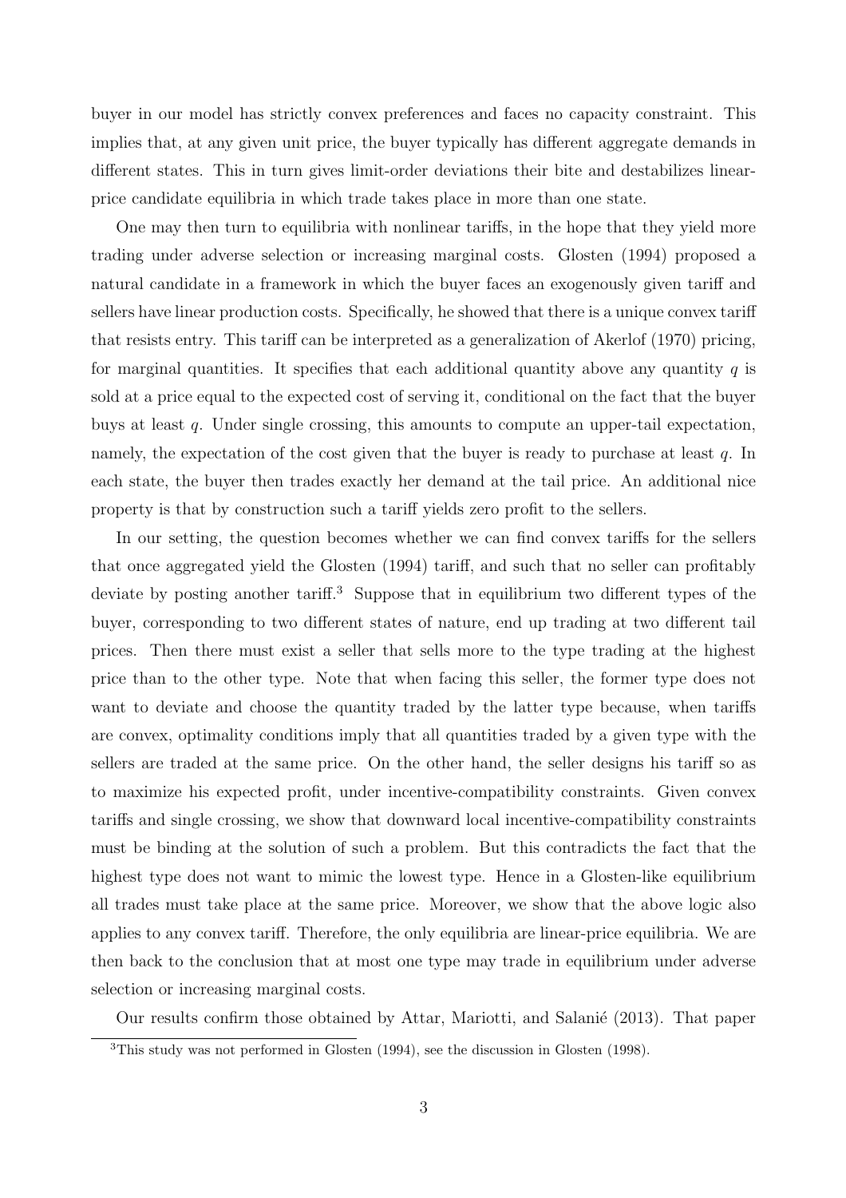buyer in our model has strictly convex preferences and faces no capacity constraint. This implies that, at any given unit price, the buyer typically has different aggregate demands in different states. This in turn gives limit-order deviations their bite and destabilizes linear-price candidate equilibria in which trade takes place in more than one state.

One may then turn to equilibria with nonlinear tariffs, in the hope that they yield more trading under adverse selection or increasing marginal costs. Glosten (1994) proposed a natural candidate in a framework in which the buyer faces an exogenously given tariff and sellers have linear production costs. Specifically, he showed that there is a unique convex tariff that resists entry. This tariff can be interpreted as a generalization of Akerlof (1970) pricing, for marginal quantities. It specifies that each additional quantity above any quantity $q$ is sold at a price equal to the expected cost of serving it, conditional on the fact that the buyer buys at least $q$. Under single crossing, this amounts to compute an upper-tail expectation, namely, the expectation of the cost given that the buyer is ready to purchase at least $q$. In each state, the buyer then trades exactly her demand at the tail price. An additional nice property is that by construction such a tariff yields zero profit to the sellers.

In our setting, the question becomes whether we can find convex tariffs for the sellers that once aggregated yield the Glosten (1994) tariff, and such that no seller can profitably deviate by posting another tariff.[3] Suppose that in equilibrium two different types of the buyer, corresponding to two different states of nature, end up trading at two different tail prices. Then there must exist a seller that sells more to the type trading at the highest price than to the other type. Note that when facing this seller, the former type does not want to deviate and choose the quantity traded by the latter type because, when tariffs are convex, optimality conditions imply that all quantities traded by a given type with the sellers are traded at the same price. On the other hand, the seller designs his tariff so as to maximize his expected profit, under incentive-compatibility constraints. Given convex tariffs and single crossing, we show that downward local incentive-compatibility constraints must be binding at the solution of such a problem. But this contradicts the fact that the highest type does not want to mimic the lowest type. Hence in a Glosten-like equilibrium all trades must take place at the same price. Moreover, we show that the above logic also applies to any convex tariff. Therefore, the only equilibria are linear-price equilibria. We are then back to the conclusion that at most one type may trade in equilibrium under adverse selection or increasing marginal costs.

Our results confirm those obtained by Attar, Mariotti, and Salanié (2013). That paper

[3]This study was not performed in Glosten (1994), see the discussion in Glosten (1998).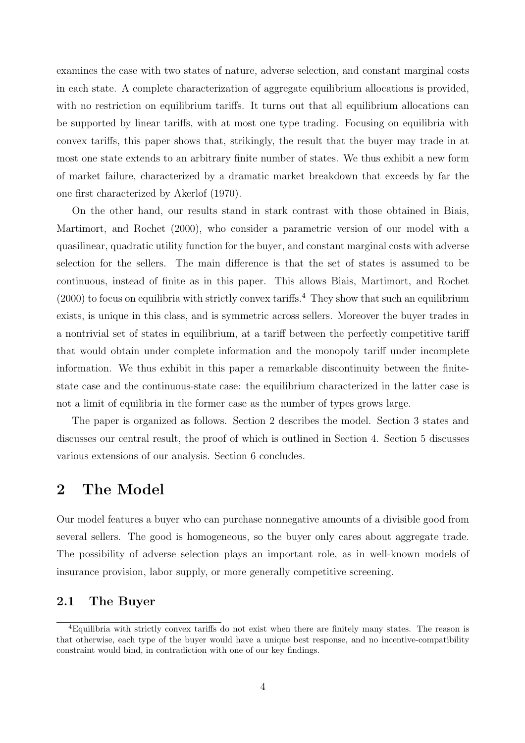examines the case with two states of nature, adverse selection, and constant marginal costs in each state. A complete characterization of aggregate equilibrium allocations is provided, with no restriction on equilibrium tariffs. It turns out that all equilibrium allocations can be supported by linear tariffs, with at most one type trading. Focusing on equilibria with convex tariffs, this paper shows that, strikingly, the result that the buyer may trade in at most one state extends to an arbitrary finite number of states. We thus exhibit a new form of market failure, characterized by a dramatic market breakdown that exceeds by far the one first characterized by Akerlof (1970).

On the other hand, our results stand in stark contrast with those obtained in Biais, Martimort, and Rochet (2000), who consider a parametric version of our model with a quasilinear, quadratic utility function for the buyer, and constant marginal costs with adverse selection for the sellers. The main difference is that the set of states is assumed to be continuous, instead of finite as in this paper. This allows Biais, Martimort, and Rochet (2000) to focus on equilibria with strictly convex tariffs.[4] They show that such an equilibrium exists, is unique in this class, and is symmetric across sellers. Moreover the buyer trades in a nontrivial set of states in equilibrium, at a tariff between the perfectly competitive tariff that would obtain under complete information and the monopoly tariff under incomplete information. We thus exhibit in this paper a remarkable discontinuity between the finite-state case and the continuous-state case: the equilibrium characterized in the latter case is not a limit of equilibria in the former case as the number of types grows large.

The paper is organized as follows. Section 2 describes the model. Section 3 states and discusses our central result, the proof of which is outlined in Section 4. Section 5 discusses various extensions of our analysis. Section 6 concludes.

# 2 The Model

Our model features a buyer who can purchase nonnegative amounts of a divisible good from several sellers. The good is homogeneous, so the buyer only cares about aggregate trade. The possibility of adverse selection plays an important role, as in well-known models of insurance provision, labor supply, or more generally competitive screening.

## 2.1 The Buyer

[4] Equilibria with strictly convex tariffs do not exist when there are finitely many states. The reason is that otherwise, each type of the buyer would have a unique best response, and no incentive-compatibility constraint would bind, in contradiction with one of our key findings.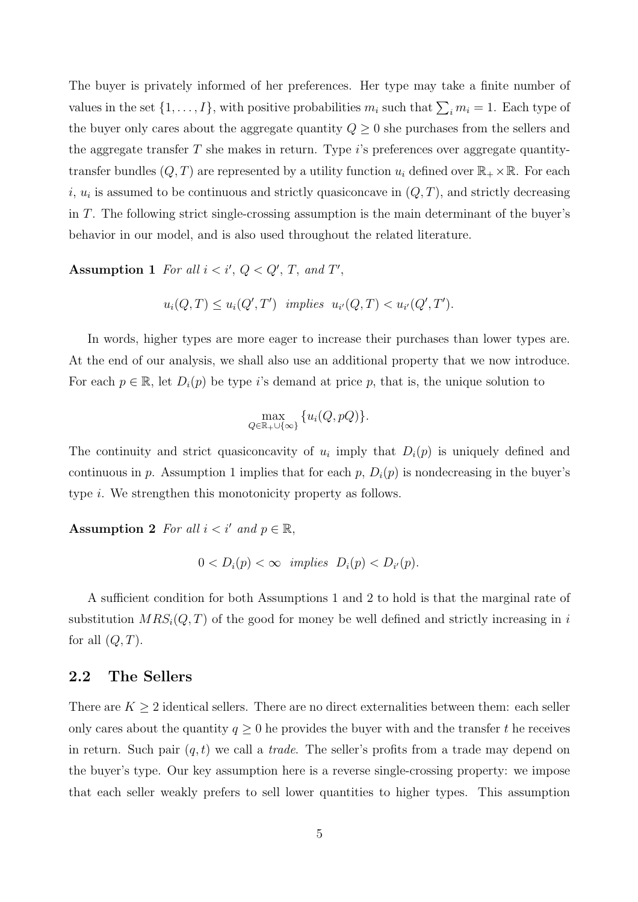The buyer is privately informed of her preferences. Her type may take a finite number of values in the set $\{1, \ldots, I\}$, with positive probabilities $m_i$ such that $\sum_i m_i = 1$. Each type of the buyer only cares about the aggregate quantity $Q \geq 0$ she purchases from the sellers and the aggregate transfer $T$ she makes in return. Type $i$'s preferences over aggregate quantity-transfer bundles $(Q, T)$ are represented by a utility function $u_i$ defined over $\mathbb{R}_+ \times \mathbb{R}$. For each $i$, $u_i$ is assumed to be continuous and strictly quasiconcave in $(Q, T)$, and strictly decreasing in $T$. The following strict single-crossing assumption is the main determinant of the buyer's behavior in our model, and is also used throughout the related literature.

**Assumption 1** *For all $i < i'$, $Q < Q'$, $T$, and $T'$,*

$$u_i(Q, T) \leq u_i(Q', T') \ \text{ implies } \ u_{i'}(Q, T) < u_{i'}(Q', T').$$

In words, higher types are more eager to increase their purchases than lower types are. At the end of our analysis, we shall also use an additional property that we now introduce. For each $p \in \mathbb{R}$, let $D_i(p)$ be type $i$'s demand at price $p$, that is, the unique solution to

$$\max_{Q \in \mathbb{R}_+ \cup \{\infty\}} \{u_i(Q, pQ)\}.$$

The continuity and strict quasiconcavity of $u_i$ imply that $D_i(p)$ is uniquely defined and continuous in $p$. Assumption 1 implies that for each $p$, $D_i(p)$ is nondecreasing in the buyer's type $i$. We strengthen this monotonicity property as follows.

**Assumption 2** *For all $i < i'$ and $p \in \mathbb{R}$,*

$$0 < D_i(p) < \infty \ \text{ implies } \ D_i(p) < D_{i'}(p).$$

A sufficient condition for both Assumptions 1 and 2 to hold is that the marginal rate of substitution $MRS_i(Q, T)$ of the good for money be well defined and strictly increasing in $i$ for all $(Q, T)$.

## 2.2 The Sellers

There are $K \geq 2$ identical sellers. There are no direct externalities between them: each seller only cares about the quantity $q \geq 0$ he provides the buyer with and the transfer $t$ he receives in return. Such pair $(q, t)$ we call a *trade*. The seller's profits from a trade may depend on the buyer's type. Our key assumption here is a reverse single-crossing property: we impose that each seller weakly prefers to sell lower quantities to higher types. This assumption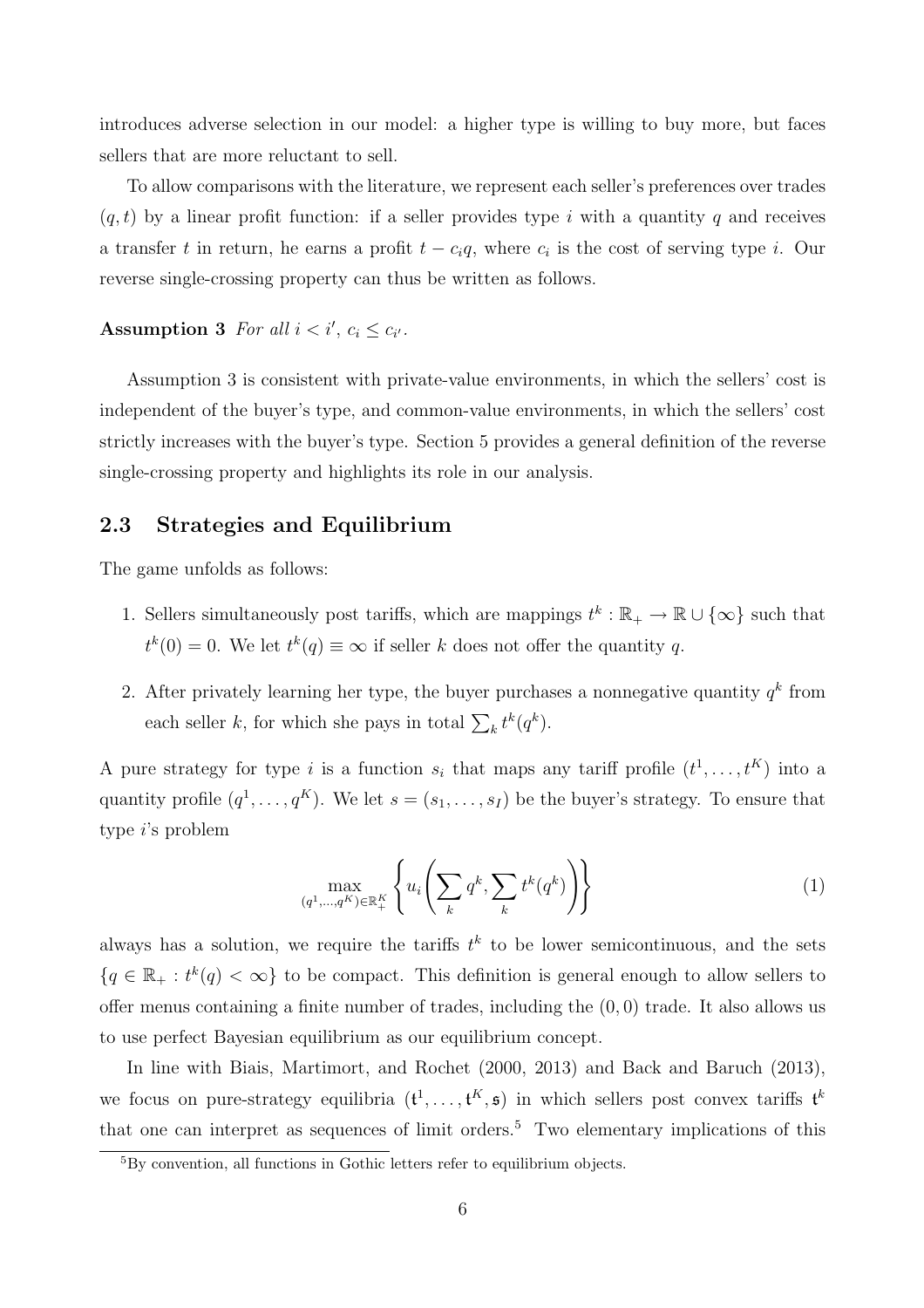introduces adverse selection in our model: a higher type is willing to buy more, but faces sellers that are more reluctant to sell.

To allow comparisons with the literature, we represent each seller's preferences over trades $(q, t)$ by a linear profit function: if a seller provides type $i$ with a quantity $q$ and receives a transfer $t$ in return, he earns a profit $t - c_i q$, where $c_i$ is the cost of serving type $i$. Our reverse single-crossing property can thus be written as follows.

**Assumption 3** *For all $i < i'$, $c_i \leq c_{i'}$.*

Assumption 3 is consistent with private-value environments, in which the sellers' cost is independent of the buyer's type, and common-value environments, in which the sellers' cost strictly increases with the buyer's type. Section 5 provides a general definition of the reverse single-crossing property and highlights its role in our analysis.

## 2.3 Strategies and Equilibrium

The game unfolds as follows:

1. Sellers simultaneously post tariffs, which are mappings $t^k : \mathbb{R}_+ \to \mathbb{R} \cup \{\infty\}$ such that $t^k(0) = 0$. We let $t^k(q) \equiv \infty$ if seller $k$ does not offer the quantity $q$.
2. After privately learning her type, the buyer purchases a nonnegative quantity $q^k$ from each seller $k$, for which she pays in total $\sum_k t^k(q^k)$.

A pure strategy for type $i$ is a function $s_i$ that maps any tariff profile $(t^1, \ldots, t^K)$ into a quantity profile $(q^1, \ldots, q^K)$. We let $s = (s_1, \ldots, s_I)$ be the buyer's strategy. To ensure that type $i$'s problem

$$\max_{(q^1,\ldots,q^K)\in\mathbb{R}_+^K} \left\{ u_i\left(\sum_k q^k, \sum_k t^k(q^k)\right) \right\} \tag{1}$$

always has a solution, we require the tariffs $t^k$ to be lower semicontinuous, and the sets $\{q \in \mathbb{R}_+ : t^k(q) < \infty\}$ to be compact. This definition is general enough to allow sellers to offer menus containing a finite number of trades, including the $(0, 0)$ trade. It also allows us to use perfect Bayesian equilibrium as our equilibrium concept.

In line with Biais, Martimort, and Rochet (2000, 2013) and Back and Baruch (2013), we focus on pure-strategy equilibria $(\mathfrak{t}^1, \ldots, \mathfrak{t}^K, \mathfrak{s})$ in which sellers post convex tariffs $\mathfrak{t}^k$ that one can interpret as sequences of limit orders.[5] Two elementary implications of this

[5] By convention, all functions in Gothic letters refer to equilibrium objects.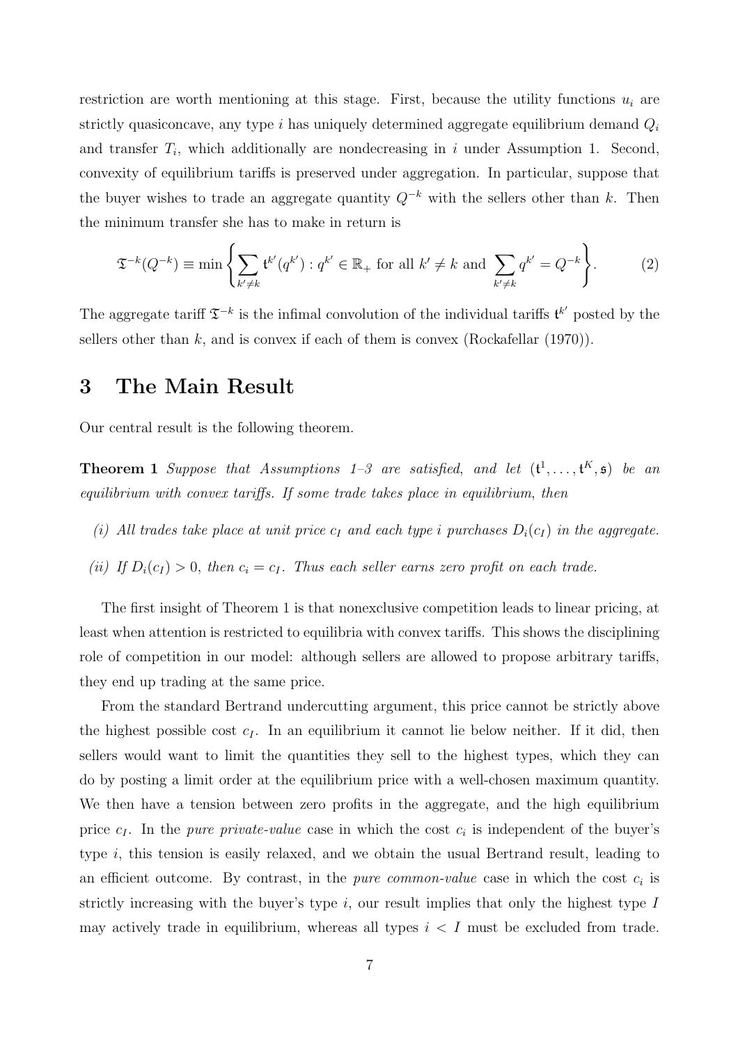restriction are worth mentioning at this stage. First, because the utility functions $u_i$ are strictly quasiconcave, any type $i$ has uniquely determined aggregate equilibrium demand $Q_i$ and transfer $T_i$, which additionally are nondecreasing in $i$ under Assumption 1. Second, convexity of equilibrium tariffs is preserved under aggregation. In particular, suppose that the buyer wishes to trade an aggregate quantity $Q^{-k}$ with the sellers other than $k$. Then the minimum transfer she has to make in return is

$$\mathfrak{T}^{-k}(Q^{-k}) \equiv \min \left\{ \sum_{k' \neq k} \mathfrak{t}^{k'}(q^{k'}) : q^{k'} \in \mathbb{R}_+ \text{ for all } k' \neq k \text{ and } \sum_{k' \neq k} q^{k'} = Q^{-k} \right\}. \tag{2}$$

The aggregate tariff $\mathfrak{T}^{-k}$ is the infimal convolution of the individual tariffs $\mathfrak{t}^{k'}$ posted by the sellers other than $k$, and is convex if each of them is convex (Rockafellar (1970)).

# 3 The Main Result

Our central result is the following theorem.

**Theorem 1** *Suppose that Assumptions 1–3 are satisfied, and let $(\mathfrak{t}^1, \ldots, \mathfrak{t}^K, \mathfrak{s})$ be an equilibrium with convex tariffs. If some trade takes place in equilibrium, then*

*(i) All trades take place at unit price $c_I$ and each type $i$ purchases $D_i(c_I)$ in the aggregate.*

*(ii) If $D_i(c_I) > 0$, then $c_i = c_I$. Thus each seller earns zero profit on each trade.*

The first insight of Theorem 1 is that nonexclusive competition leads to linear pricing, at least when attention is restricted to equilibria with convex tariffs. This shows the disciplining role of competition in our model: although sellers are allowed to propose arbitrary tariffs, they end up trading at the same price.

From the standard Bertrand undercutting argument, this price cannot be strictly above the highest possible cost $c_I$. In an equilibrium it cannot lie below neither. If it did, then sellers would want to limit the quantities they sell to the highest types, which they can do by posting a limit order at the equilibrium price with a well-chosen maximum quantity. We then have a tension between zero profits in the aggregate, and the high equilibrium price $c_I$. In the *pure private-value* case in which the cost $c_i$ is independent of the buyer's type $i$, this tension is easily relaxed, and we obtain the usual Bertrand result, leading to an efficient outcome. By contrast, in the *pure common-value* case in which the cost $c_i$ is strictly increasing with the buyer's type $i$, our result implies that only the highest type $I$ may actively trade in equilibrium, whereas all types $i < I$ must be excluded from trade.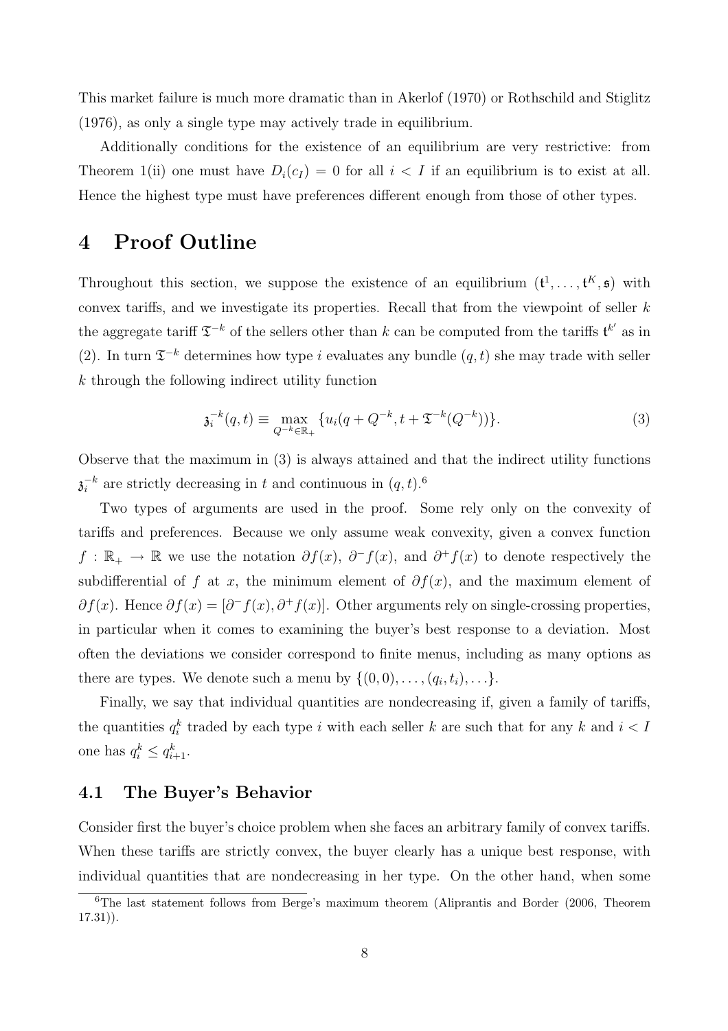This market failure is much more dramatic than in Akerlof (1970) or Rothschild and Stiglitz (1976), as only a single type may actively trade in equilibrium.

Additionally conditions for the existence of an equilibrium are very restrictive: from Theorem 1(ii) one must have $D_i(c_I) = 0$ for all $i < I$ if an equilibrium is to exist at all. Hence the highest type must have preferences different enough from those of other types.

# 4 Proof Outline

Throughout this section, we suppose the existence of an equilibrium $(\mathfrak{t}^1, \ldots, \mathfrak{t}^K, \mathfrak{s})$ with convex tariffs, and we investigate its properties. Recall that from the viewpoint of seller $k$ the aggregate tariff $\mathfrak{T}^{-k}$ of the sellers other than $k$ can be computed from the tariffs $\mathfrak{t}^{k'}$ as in (2). In turn $\mathfrak{T}^{-k}$ determines how type $i$ evaluates any bundle $(q, t)$ she may trade with seller $k$ through the following indirect utility function

$$\mathfrak{z}_i^{-k}(q, t) \equiv \max_{Q^{-k} \in \mathbb{R}_+} \{u_i(q + Q^{-k}, t + \mathfrak{T}^{-k}(Q^{-k}))\}. \tag{3}$$

Observe that the maximum in (3) is always attained and that the indirect utility functions $\mathfrak{z}_i^{-k}$ are strictly decreasing in $t$ and continuous in $(q, t)$.[6]

Two types of arguments are used in the proof. Some rely only on the convexity of tariffs and preferences. Because we only assume weak convexity, given a convex function $f : \mathbb{R}_+ \to \mathbb{R}$ we use the notation $\partial f(x)$, $\partial^- f(x)$, and $\partial^+ f(x)$ to denote respectively the subdifferential of $f$ at $x$, the minimum element of $\partial f(x)$, and the maximum element of $\partial f(x)$. Hence $\partial f(x) = [\partial^- f(x), \partial^+ f(x)]$. Other arguments rely on single-crossing properties, in particular when it comes to examining the buyer's best response to a deviation. Most often the deviations we consider correspond to finite menus, including as many options as there are types. We denote such a menu by $\{(0, 0), \ldots, (q_i, t_i), \ldots\}$.

Finally, we say that individual quantities are nondecreasing if, given a family of tariffs, the quantities $q_i^k$ traded by each type $i$ with each seller $k$ are such that for any $k$ and $i < I$ one has $q_i^k \leq q_{i+1}^k$.

## 4.1 The Buyer's Behavior

Consider first the buyer's choice problem when she faces an arbitrary family of convex tariffs. When these tariffs are strictly convex, the buyer clearly has a unique best response, with individual quantities that are nondecreasing in her type. On the other hand, when some

[6] The last statement follows from Berge's maximum theorem (Aliprantis and Border (2006, Theorem 17.31)).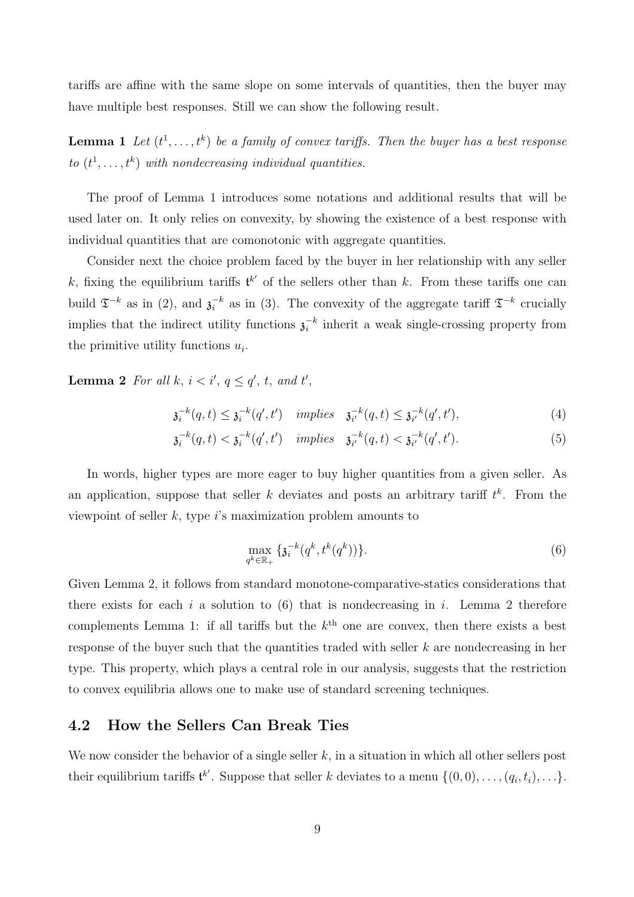tariffs are affine with the same slope on some intervals of quantities, then the buyer may have multiple best responses. Still we can show the following result.

**Lemma 1** *Let $(t^1, \ldots, t^k)$ be a family of convex tariffs. Then the buyer has a best response to $(t^1, \ldots, t^k)$ with nondecreasing individual quantities.*

The proof of Lemma 1 introduces some notations and additional results that will be used later on. It only relies on convexity, by showing the existence of a best response with individual quantities that are comonotonic with aggregate quantities.

Consider next the choice problem faced by the buyer in her relationship with any seller $k$, fixing the equilibrium tariffs $\mathfrak{t}^{k'}$ of the sellers other than $k$. From these tariffs one can build $\mathfrak{T}^{-k}$ as in (2), and $\mathfrak{z}_i^{-k}$ as in (3). The convexity of the aggregate tariff $\mathfrak{T}^{-k}$ crucially implies that the indirect utility functions $\mathfrak{z}_i^{-k}$ inherit a weak single-crossing property from the primitive utility functions $u_i$.

**Lemma 2** *For all $k$, $i < i'$, $q \leq q'$, $t$, and $t'$,*

$$\mathfrak{z}_i^{-k}(q, t) \leq \mathfrak{z}_i^{-k}(q', t') \quad \textit{implies} \quad \mathfrak{z}_{i'}^{-k}(q, t) \leq \mathfrak{z}_{i'}^{-k}(q', t'), \tag{4}$$

$$\mathfrak{z}_i^{-k}(q, t) < \mathfrak{z}_i^{-k}(q', t') \quad \textit{implies} \quad \mathfrak{z}_{i'}^{-k}(q, t) < \mathfrak{z}_{i'}^{-k}(q', t'). \tag{5}$$

In words, higher types are more eager to buy higher quantities from a given seller. As an application, suppose that seller $k$ deviates and posts an arbitrary tariff $t^k$. From the viewpoint of seller $k$, type $i$'s maximization problem amounts to

$$\max_{q^k \in \mathbb{R}_+} \{\mathfrak{z}_i^{-k}(q^k, t^k(q^k))\}. \tag{6}$$

Given Lemma 2, it follows from standard monotone-comparative-statics considerations that there exists for each $i$ a solution to (6) that is nondecreasing in $i$. Lemma 2 therefore complements Lemma 1: if all tariffs but the $k^{\text{th}}$ one are convex, then there exists a best response of the buyer such that the quantities traded with seller $k$ are nondecreasing in her type. This property, which plays a central role in our analysis, suggests that the restriction to convex equilibria allows one to make use of standard screening techniques.

## 4.2 How the Sellers Can Break Ties

We now consider the behavior of a single seller $k$, in a situation in which all other sellers post their equilibrium tariffs $\mathfrak{t}^{k'}$. Suppose that seller $k$ deviates to a menu $\{(0, 0), \ldots, (q_i, t_i), \ldots\}$.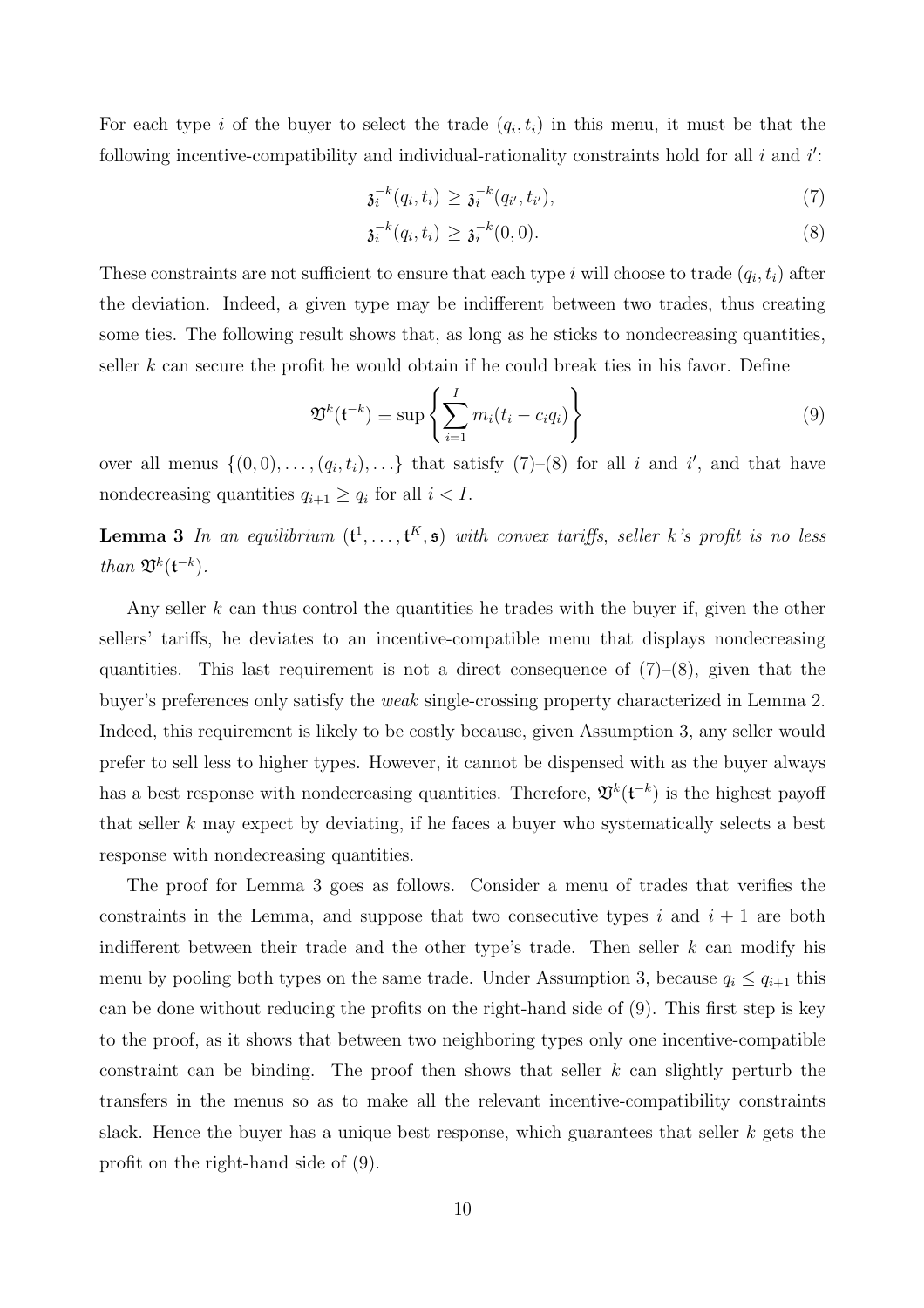For each type $i$ of the buyer to select the trade $(q_i, t_i)$ in this menu, it must be that the following incentive-compatibility and individual-rationality constraints hold for all $i$ and $i'$:

$$\mathfrak{z}_i^{-k}(q_i, t_i) \geq \mathfrak{z}_i^{-k}(q_{i'}, t_{i'}), \tag{7}$$

$$\mathfrak{z}_i^{-k}(q_i, t_i) \geq \mathfrak{z}_i^{-k}(0, 0). \tag{8}$$

These constraints are not sufficient to ensure that each type $i$ will choose to trade $(q_i, t_i)$ after the deviation. Indeed, a given type may be indifferent between two trades, thus creating some ties. The following result shows that, as long as he sticks to nondecreasing quantities, seller $k$ can secure the profit he would obtain if he could break ties in his favor. Define

$$\mathfrak{V}^k(\mathfrak{t}^{-k}) \equiv \sup \left\{ \sum_{i=1}^{I} m_i(t_i - c_i q_i) \right\} \tag{9}$$

over all menus $\{(0,0), \ldots, (q_i, t_i), \ldots\}$ that satisfy (7)–(8) for all $i$ and $i'$, and that have nondecreasing quantities $q_{i+1} \geq q_i$ for all $i < I$.

**Lemma 3** *In an equilibrium* $(\mathfrak{t}^1, \ldots, \mathfrak{t}^K, \mathfrak{s})$ *with convex tariffs, seller* $k$*'s profit is no less than* $\mathfrak{V}^k(\mathfrak{t}^{-k})$.

Any seller $k$ can thus control the quantities he trades with the buyer if, given the other sellers' tariffs, he deviates to an incentive-compatible menu that displays nondecreasing quantities. This last requirement is not a direct consequence of (7)–(8), given that the buyer's preferences only satisfy the *weak* single-crossing property characterized in Lemma 2. Indeed, this requirement is likely to be costly because, given Assumption 3, any seller would prefer to sell less to higher types. However, it cannot be dispensed with as the buyer always has a best response with nondecreasing quantities. Therefore, $\mathfrak{V}^k(\mathfrak{t}^{-k})$ is the highest payoff that seller $k$ may expect by deviating, if he faces a buyer who systematically selects a best response with nondecreasing quantities.

The proof for Lemma 3 goes as follows. Consider a menu of trades that verifies the constraints in the Lemma, and suppose that two consecutive types $i$ and $i+1$ are both indifferent between their trade and the other type's trade. Then seller $k$ can modify his menu by pooling both types on the same trade. Under Assumption 3, because $q_i \leq q_{i+1}$ this can be done without reducing the profits on the right-hand side of (9). This first step is key to the proof, as it shows that between two neighboring types only one incentive-compatible constraint can be binding. The proof then shows that seller $k$ can slightly perturb the transfers in the menus so as to make all the relevant incentive-compatibility constraints slack. Hence the buyer has a unique best response, which guarantees that seller $k$ gets the profit on the right-hand side of (9).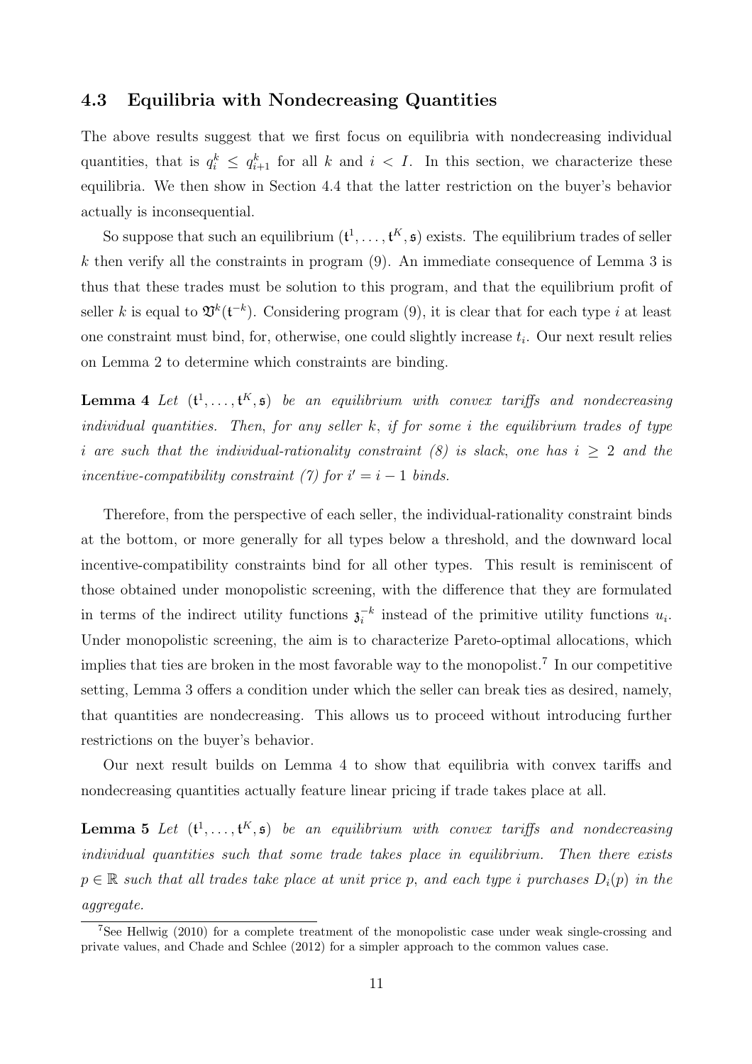### 4.3 Equilibria with Nondecreasing Quantities

The above results suggest that we first focus on equilibria with nondecreasing individual quantities, that is $q_i^k \leq q_{i+1}^k$ for all $k$ and $i < I$. In this section, we characterize these equilibria. We then show in Section 4.4 that the latter restriction on the buyer's behavior actually is inconsequential.

So suppose that such an equilibrium $(\mathfrak{t}^1, \ldots, \mathfrak{t}^K, \mathfrak{s})$ exists. The equilibrium trades of seller $k$ then verify all the constraints in program (9). An immediate consequence of Lemma 3 is thus that these trades must be solution to this program, and that the equilibrium profit of seller $k$ is equal to $\mathfrak{V}^k(\mathfrak{t}^{-k})$. Considering program (9), it is clear that for each type $i$ at least one constraint must bind, for, otherwise, one could slightly increase $t_i$. Our next result relies on Lemma 2 to determine which constraints are binding.

**Lemma 4** *Let* $(\mathfrak{t}^1, \ldots, \mathfrak{t}^K, \mathfrak{s})$ *be an equilibrium with convex tariffs and nondecreasing individual quantities. Then, for any seller* $k$*, if for some* $i$ *the equilibrium trades of type* $i$ *are such that the individual-rationality constraint (8) is slack, one has* $i \geq 2$ *and the incentive-compatibility constraint (7) for* $i' = i - 1$ *binds.*

Therefore, from the perspective of each seller, the individual-rationality constraint binds at the bottom, or more generally for all types below a threshold, and the downward local incentive-compatibility constraints bind for all other types. This result is reminiscent of those obtained under monopolistic screening, with the difference that they are formulated in terms of the indirect utility functions $\mathfrak{z}_i^{-k}$ instead of the primitive utility functions $u_i$. Under monopolistic screening, the aim is to characterize Pareto-optimal allocations, which implies that ties are broken in the most favorable way to the monopolist.[7] In our competitive setting, Lemma 3 offers a condition under which the seller can break ties as desired, namely, that quantities are nondecreasing. This allows us to proceed without introducing further restrictions on the buyer's behavior.

Our next result builds on Lemma 4 to show that equilibria with convex tariffs and nondecreasing quantities actually feature linear pricing if trade takes place at all.

**Lemma 5** *Let* $(\mathfrak{t}^1, \ldots, \mathfrak{t}^K, \mathfrak{s})$ *be an equilibrium with convex tariffs and nondecreasing individual quantities such that some trade takes place in equilibrium. Then there exists* $p \in \mathbb{R}$ *such that all trades take place at unit price* $p$*, and each type* $i$ *purchases* $D_i(p)$ *in the aggregate.*

[7] See Hellwig (2010) for a complete treatment of the monopolistic case under weak single-crossing and private values, and Chade and Schlee (2012) for a simpler approach to the common values case.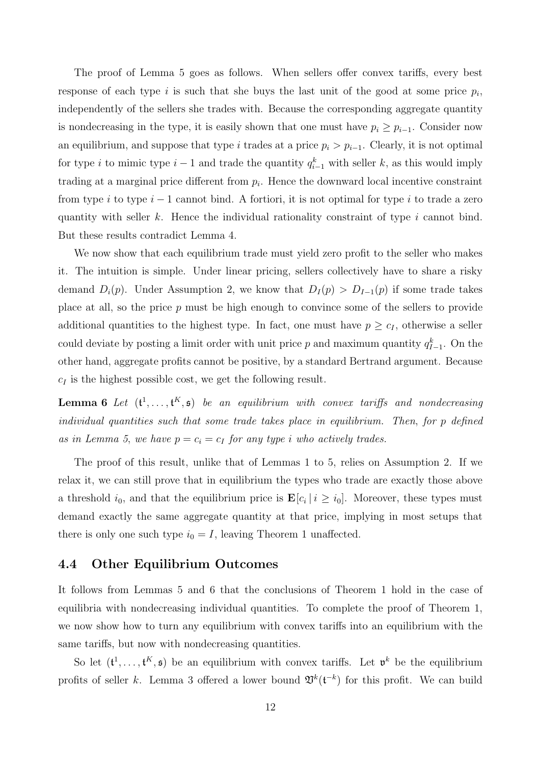The proof of Lemma 5 goes as follows. When sellers offer convex tariffs, every best response of each type $i$ is such that she buys the last unit of the good at some price $p_i$, independently of the sellers she trades with. Because the corresponding aggregate quantity is nondecreasing in the type, it is easily shown that one must have $p_i \geq p_{i-1}$. Consider now an equilibrium, and suppose that type $i$ trades at a price $p_i > p_{i-1}$. Clearly, it is not optimal for type $i$ to mimic type $i-1$ and trade the quantity $q^k_{i-1}$ with seller $k$, as this would imply trading at a marginal price different from $p_i$. Hence the downward local incentive constraint from type $i$ to type $i-1$ cannot bind. A fortiori, it is not optimal for type $i$ to trade a zero quantity with seller $k$. Hence the individual rationality constraint of type $i$ cannot bind. But these results contradict Lemma 4.

We now show that each equilibrium trade must yield zero profit to the seller who makes it. The intuition is simple. Under linear pricing, sellers collectively have to share a risky demand $D_i(p)$. Under Assumption 2, we know that $D_I(p) > D_{I-1}(p)$ if some trade takes place at all, so the price $p$ must be high enough to convince some of the sellers to provide additional quantities to the highest type. In fact, one must have $p \geq c_I$, otherwise a seller could deviate by posting a limit order with unit price $p$ and maximum quantity $q^k_{I-1}$. On the other hand, aggregate profits cannot be positive, by a standard Bertrand argument. Because $c_I$ is the highest possible cost, we get the following result.

**Lemma 6** *Let $(\mathfrak{t}^1, \ldots, \mathfrak{t}^K, \mathfrak{s})$ be an equilibrium with convex tariffs and nondecreasing individual quantities such that some trade takes place in equilibrium. Then, for $p$ defined as in Lemma 5, we have $p = c_i = c_I$ for any type $i$ who actively trades.*

The proof of this result, unlike that of Lemmas 1 to 5, relies on Assumption 2. If we relax it, we can still prove that in equilibrium the types who trade are exactly those above a threshold $i_0$, and that the equilibrium price is $\mathbf{E}[c_i \,|\, i \geq i_0]$. Moreover, these types must demand exactly the same aggregate quantity at that price, implying in most setups that there is only one such type $i_0 = I$, leaving Theorem 1 unaffected.

### 4.4 Other Equilibrium Outcomes

It follows from Lemmas 5 and 6 that the conclusions of Theorem 1 hold in the case of equilibria with nondecreasing individual quantities. To complete the proof of Theorem 1, we now show how to turn any equilibrium with convex tariffs into an equilibrium with the same tariffs, but now with nondecreasing quantities.

So let $(\mathfrak{t}^1, \ldots, \mathfrak{t}^K, \mathfrak{s})$ be an equilibrium with convex tariffs. Let $\mathfrak{v}^k$ be the equilibrium profits of seller $k$. Lemma 3 offered a lower bound $\mathfrak{V}^k(\mathfrak{t}^{-k})$ for this profit. We can build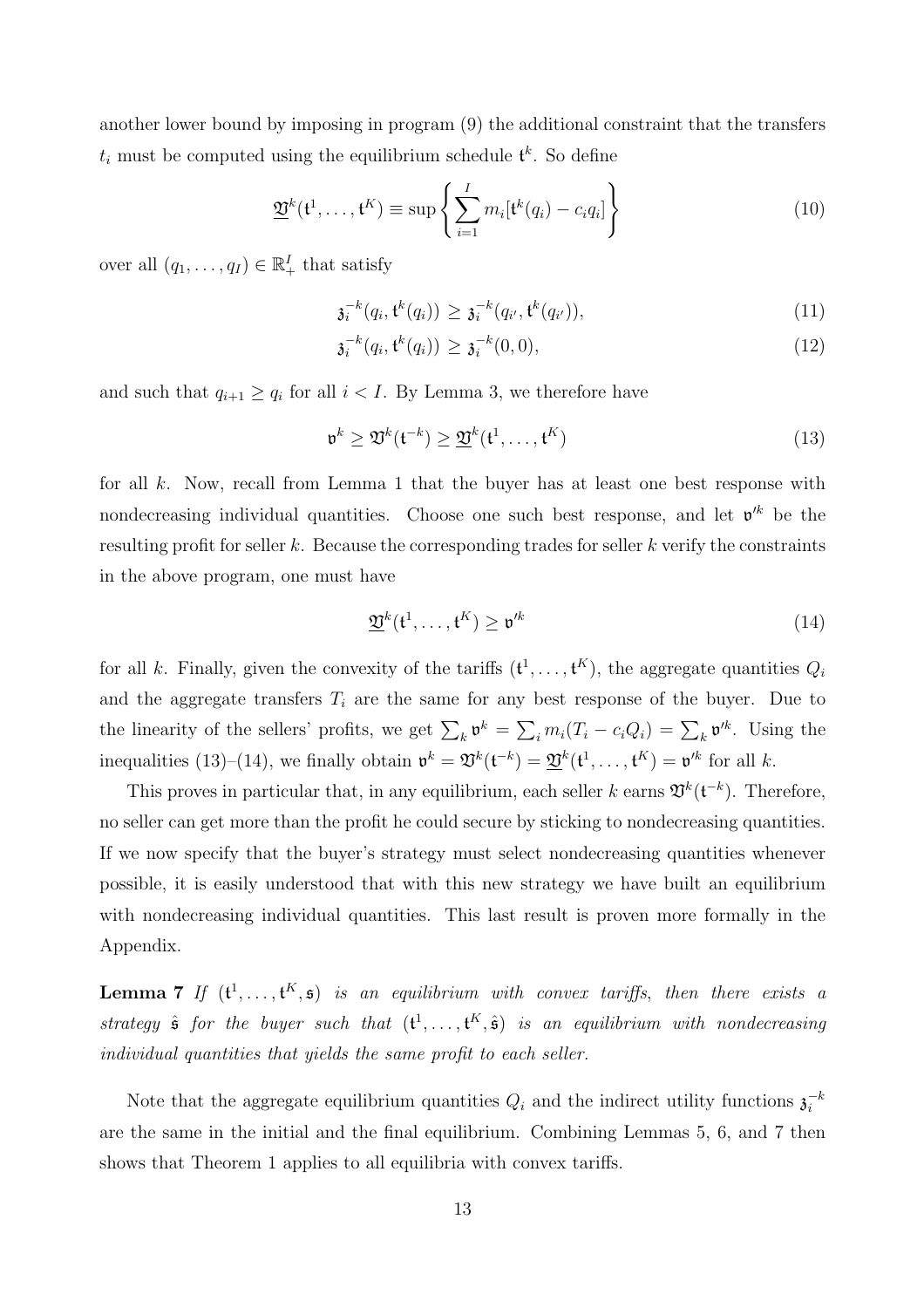another lower bound by imposing in program (9) the additional constraint that the transfers $t_i$ must be computed using the equilibrium schedule $\mathfrak{t}^k$. So define

$$\underline{\mathfrak{V}}^k(\mathfrak{t}^1, \ldots, \mathfrak{t}^K) \equiv \sup \left\{ \sum_{i=1}^{I} m_i [\mathfrak{t}^k(q_i) - c_i q_i] \right\} \tag{10}$$

over all $(q_1, \ldots, q_I) \in \mathbb{R}_+^I$ that satisfy

$$\mathfrak{z}_i^{-k}(q_i, \mathfrak{t}^k(q_i)) \geq \mathfrak{z}_i^{-k}(q_{i'}, \mathfrak{t}^k(q_{i'})), \tag{11}$$

$$\mathfrak{z}_i^{-k}(q_i, \mathfrak{t}^k(q_i)) \geq \mathfrak{z}_i^{-k}(0, 0), \tag{12}$$

and such that $q_{i+1} \geq q_i$ for all $i < I$. By Lemma 3, we therefore have

$$\mathfrak{v}^k \geq \mathfrak{V}^k(\mathfrak{t}^{-k}) \geq \underline{\mathfrak{V}}^k(\mathfrak{t}^1, \ldots, \mathfrak{t}^K) \tag{13}$$

for all $k$. Now, recall from Lemma 1 that the buyer has at least one best response with nondecreasing individual quantities. Choose one such best response, and let $\mathfrak{v}'^k$ be the resulting profit for seller $k$. Because the corresponding trades for seller $k$ verify the constraints in the above program, one must have

$$\underline{\mathfrak{V}}^k(\mathfrak{t}^1, \ldots, \mathfrak{t}^K) \geq \mathfrak{v}'^k \tag{14}$$

for all $k$. Finally, given the convexity of the tariffs $(\mathfrak{t}^1, \ldots, \mathfrak{t}^K)$, the aggregate quantities $Q_i$ and the aggregate transfers $T_i$ are the same for any best response of the buyer. Due to the linearity of the sellers' profits, we get $\sum_k \mathfrak{v}^k = \sum_i m_i(T_i - c_i Q_i) = \sum_k \mathfrak{v}'^k$. Using the inequalities (13)–(14), we finally obtain $\mathfrak{v}^k = \mathfrak{V}^k(\mathfrak{t}^{-k}) = \underline{\mathfrak{V}}^k(\mathfrak{t}^1, \ldots, \mathfrak{t}^K) = \mathfrak{v}'^k$ for all $k$.

This proves in particular that, in any equilibrium, each seller $k$ earns $\mathfrak{V}^k(\mathfrak{t}^{-k})$. Therefore, no seller can get more than the profit he could secure by sticking to nondecreasing quantities. If we now specify that the buyer's strategy must select nondecreasing quantities whenever possible, it is easily understood that with this new strategy we have built an equilibrium with nondecreasing individual quantities. This last result is proven more formally in the Appendix.

**Lemma 7** *If $(\mathfrak{t}^1, \ldots, \mathfrak{t}^K, \mathfrak{s})$ is an equilibrium with convex tariffs, then there exists a strategy $\hat{\mathfrak{s}}$ for the buyer such that $(\mathfrak{t}^1, \ldots, \mathfrak{t}^K, \hat{\mathfrak{s}})$ is an equilibrium with nondecreasing individual quantities that yields the same profit to each seller.*

Note that the aggregate equilibrium quantities $Q_i$ and the indirect utility functions $\mathfrak{z}_i^{-k}$ are the same in the initial and the final equilibrium. Combining Lemmas 5, 6, and 7 then shows that Theorem 1 applies to all equilibria with convex tariffs.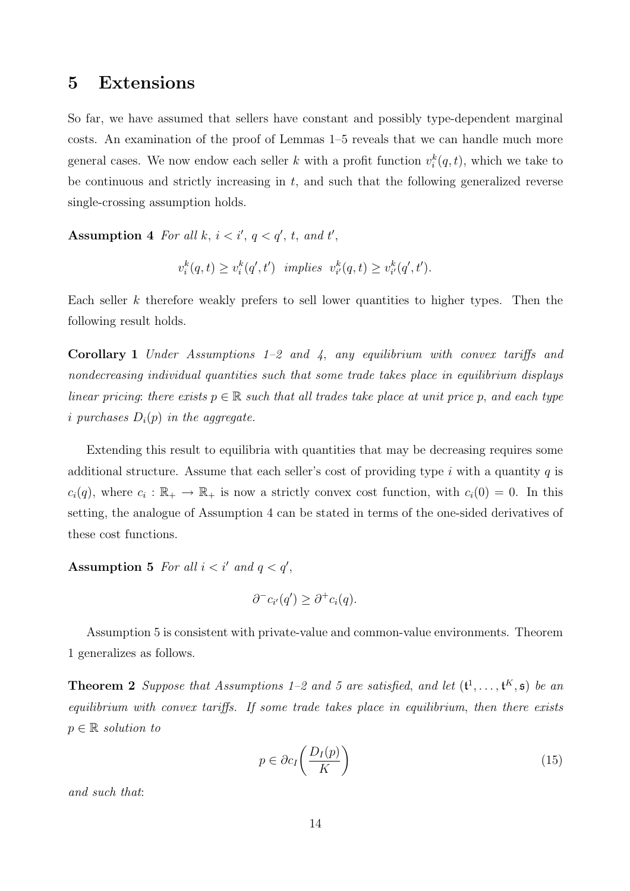# 5 Extensions

So far, we have assumed that sellers have constant and possibly type-dependent marginal costs. An examination of the proof of Lemmas 1–5 reveals that we can handle much more general cases. We now endow each seller $k$ with a profit function $v_i^k(q,t)$, which we take to be continuous and strictly increasing in $t$, and such that the following generalized reverse single-crossing assumption holds.

**Assumption 4** *For all $k$, $i < i'$, $q < q'$, $t$, and $t'$,*

$$v_i^k(q,t) \geq v_i^k(q',t') \text{ implies } v_{i'}^k(q,t) \geq v_{i'}^k(q',t').$$

Each seller $k$ therefore weakly prefers to sell lower quantities to higher types. Then the following result holds.

**Corollary 1** *Under Assumptions 1–2 and 4, any equilibrium with convex tariffs and nondecreasing individual quantities such that some trade takes place in equilibrium displays linear pricing: there exists $p \in \mathbb{R}$ such that all trades take place at unit price $p$, and each type $i$ purchases $D_i(p)$ in the aggregate.*

Extending this result to equilibria with quantities that may be decreasing requires some additional structure. Assume that each seller's cost of providing type $i$ with a quantity $q$ is $c_i(q)$, where $c_i : \mathbb{R}_+ \to \mathbb{R}_+$ is now a strictly convex cost function, with $c_i(0) = 0$. In this setting, the analogue of Assumption 4 can be stated in terms of the one-sided derivatives of these cost functions.

**Assumption 5** *For all $i < i'$ and $q < q'$,*

$$\partial^- c_{i'}(q') \geq \partial^+ c_i(q).$$

Assumption 5 is consistent with private-value and common-value environments. Theorem 1 generalizes as follows.

**Theorem 2** *Suppose that Assumptions 1–2 and 5 are satisfied, and let $(\mathfrak{t}^1, \ldots, \mathfrak{t}^K, \mathfrak{s})$ be an equilibrium with convex tariffs. If some trade takes place in equilibrium, then there exists $p \in \mathbb{R}$ solution to*

$$p \in \partial c_I\left(\frac{D_I(p)}{K}\right) \tag{15}$$

*and such that:*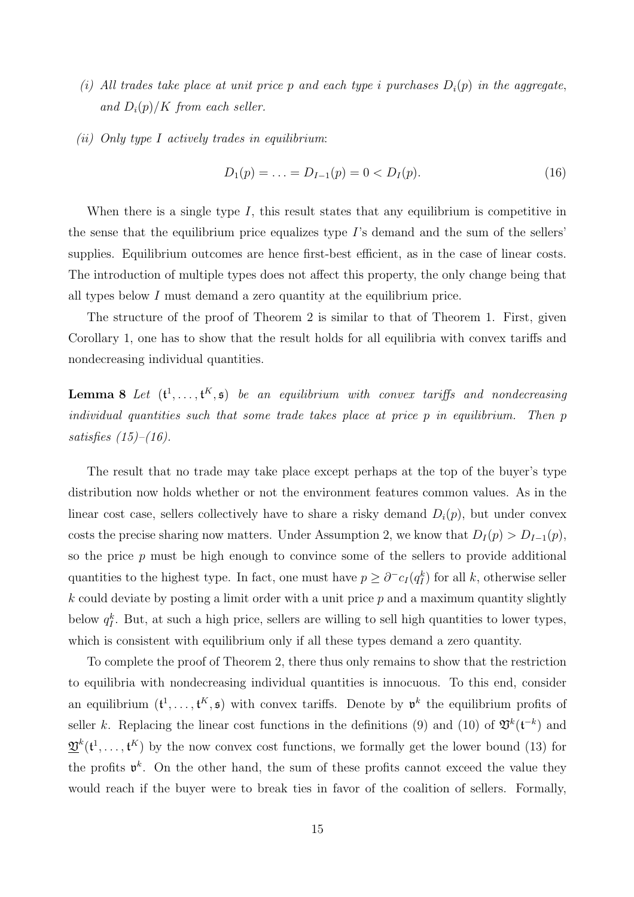*(i) All trades take place at unit price $p$ and each type $i$ purchases $D_i(p)$ in the aggregate, and $D_i(p)/K$ from each seller.*

*(ii) Only type $I$ actively trades in equilibrium:*

$$D_1(p) = \ldots = D_{I-1}(p) = 0 < D_I(p). \tag{16}$$

When there is a single type $I$, this result states that any equilibrium is competitive in the sense that the equilibrium price equalizes type $I$'s demand and the sum of the sellers' supplies. Equilibrium outcomes are hence first-best efficient, as in the case of linear costs. The introduction of multiple types does not affect this property, the only change being that all types below $I$ must demand a zero quantity at the equilibrium price.

The structure of the proof of Theorem 2 is similar to that of Theorem 1. First, given Corollary 1, one has to show that the result holds for all equilibria with convex tariffs and nondecreasing individual quantities.

**Lemma 8** *Let $(\mathfrak{t}^1, \ldots, \mathfrak{t}^K, \mathfrak{s})$ be an equilibrium with convex tariffs and nondecreasing individual quantities such that some trade takes place at price $p$ in equilibrium. Then $p$ satisfies (15)–(16).*

The result that no trade may take place except perhaps at the top of the buyer's type distribution now holds whether or not the environment features common values. As in the linear cost case, sellers collectively have to share a risky demand $D_i(p)$, but under convex costs the precise sharing now matters. Under Assumption 2, we know that $D_I(p) > D_{I-1}(p)$, so the price $p$ must be high enough to convince some of the sellers to provide additional quantities to the highest type. In fact, one must have $p \geq \partial^- c_I(q_I^k)$ for all $k$, otherwise seller $k$ could deviate by posting a limit order with a unit price $p$ and a maximum quantity slightly below $q_I^k$. But, at such a high price, sellers are willing to sell high quantities to lower types, which is consistent with equilibrium only if all these types demand a zero quantity.

To complete the proof of Theorem 2, there thus only remains to show that the restriction to equilibria with nondecreasing individual quantities is innocuous. To this end, consider an equilibrium $(\mathfrak{t}^1, \ldots, \mathfrak{t}^K, \mathfrak{s})$ with convex tariffs. Denote by $\mathfrak{v}^k$ the equilibrium profits of seller $k$. Replacing the linear cost functions in the definitions (9) and (10) of $\mathfrak{V}^k(\mathfrak{t}^{-k})$ and $\underline{\mathfrak{V}}^k(\mathfrak{t}^1, \ldots, \mathfrak{t}^K)$ by the now convex cost functions, we formally get the lower bound (13) for the profits $\mathfrak{v}^k$. On the other hand, the sum of these profits cannot exceed the value they would reach if the buyer were to break ties in favor of the coalition of sellers. Formally,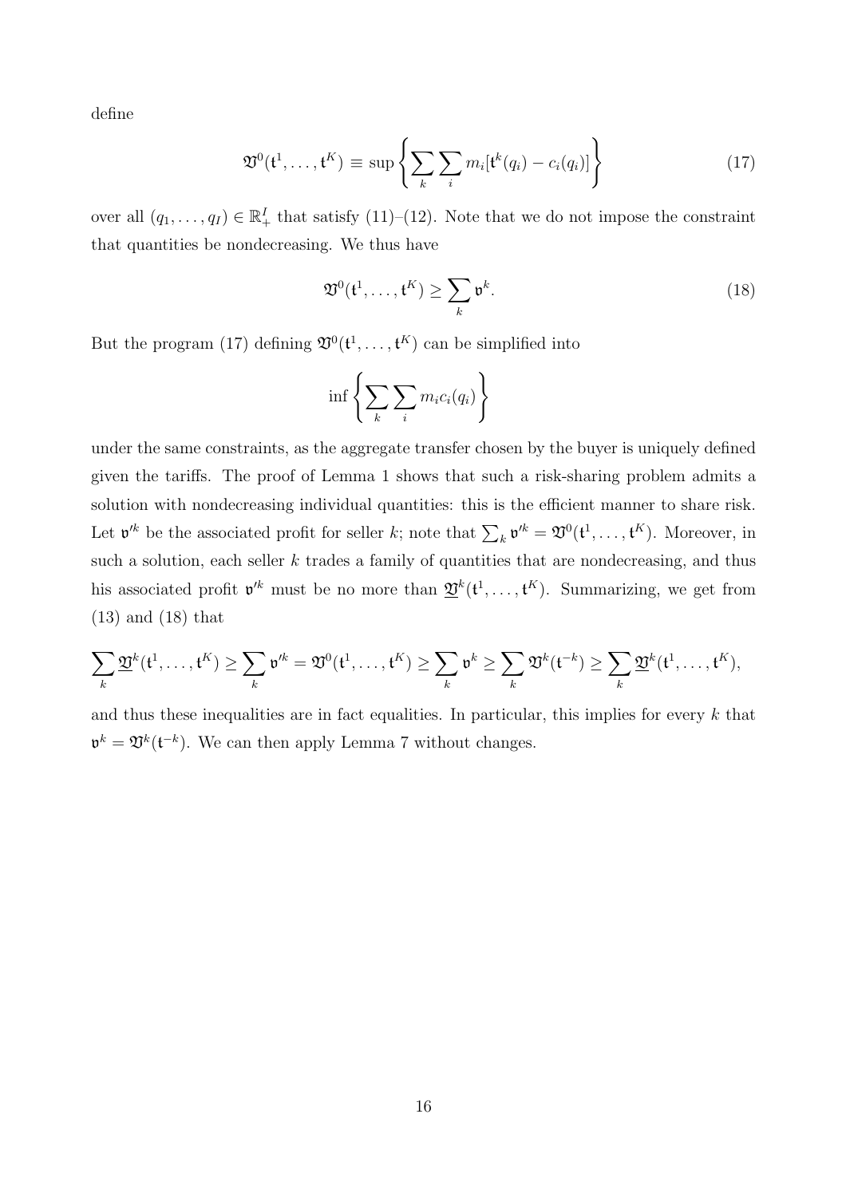define

$$\mathfrak{V}^0(\mathfrak{t}^1, \ldots, \mathfrak{t}^K) \equiv \sup \left\{ \sum_k \sum_i m_i [\mathfrak{t}^k(q_i) - c_i(q_i)] \right\} \tag{17}$$

over all $(q_1, \ldots, q_I) \in \mathbb{R}_+^I$ that satisfy (11)–(12). Note that we do not impose the constraint that quantities be nondecreasing. We thus have

$$\mathfrak{V}^0(\mathfrak{t}^1, \ldots, \mathfrak{t}^K) \geq \sum_k \mathfrak{v}^k. \tag{18}$$

But the program (17) defining $\mathfrak{V}^0(\mathfrak{t}^1, \ldots, \mathfrak{t}^K)$ can be simplified into

$$\inf \left\{ \sum_k \sum_i m_i c_i(q_i) \right\}$$

under the same constraints, as the aggregate transfer chosen by the buyer is uniquely defined given the tariffs. The proof of Lemma 1 shows that such a risk-sharing problem admits a solution with nondecreasing individual quantities: this is the efficient manner to share risk. Let $\mathfrak{v}'^k$ be the associated profit for seller $k$; note that $\sum_k \mathfrak{v}'^k = \mathfrak{V}^0(\mathfrak{t}^1, \ldots, \mathfrak{t}^K)$. Moreover, in such a solution, each seller $k$ trades a family of quantities that are nondecreasing, and thus his associated profit $\mathfrak{v}'^k$ must be no more than $\underline{\mathfrak{V}}^k(\mathfrak{t}^1, \ldots, \mathfrak{t}^K)$. Summarizing, we get from (13) and (18) that

$$\sum_k \underline{\mathfrak{V}}^k(\mathfrak{t}^1, \ldots, \mathfrak{t}^K) \geq \sum_k \mathfrak{v}'^k = \mathfrak{V}^0(\mathfrak{t}^1, \ldots, \mathfrak{t}^K) \geq \sum_k \mathfrak{v}^k \geq \sum_k \mathfrak{V}^k(\mathfrak{t}^{-k}) \geq \sum_k \underline{\mathfrak{V}}^k(\mathfrak{t}^1, \ldots, \mathfrak{t}^K),$$

and thus these inequalities are in fact equalities. In particular, this implies for every $k$ that $\mathfrak{v}^k = \mathfrak{V}^k(\mathfrak{t}^{-k})$. We can then apply Lemma 7 without changes.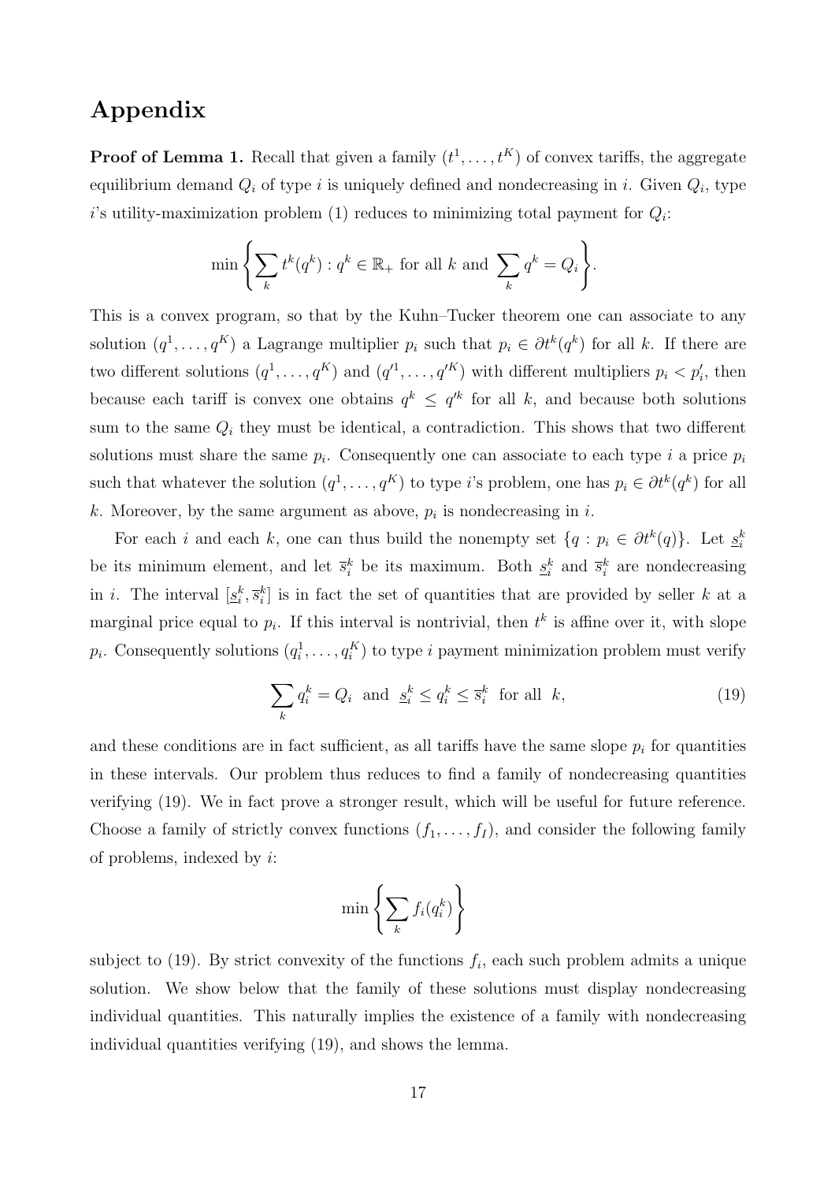# Appendix

**Proof of Lemma 1.** Recall that given a family $(t^1, \dots, t^K)$ of convex tariffs, the aggregate equilibrium demand $Q_i$ of type $i$ is uniquely defined and nondecreasing in $i$. Given $Q_i$, type $i$'s utility-maximization problem (1) reduces to minimizing total payment for $Q_i$:

$$\min \left\{ \sum_k t^k(q^k) : q^k \in \mathbb{R}_+ \text{ for all } k \text{ and } \sum_k q^k = Q_i \right\}.$$

This is a convex program, so that by the Kuhn–Tucker theorem one can associate to any solution $(q^1, \dots, q^K)$ a Lagrange multiplier $p_i$ such that $p_i \in \partial t^k(q^k)$ for all $k$. If there are two different solutions $(q^1, \dots, q^K)$ and $(q'^1, \dots, q'^K)$ with different multipliers $p_i < p'_i$, then because each tariff is convex one obtains $q^k \leq q'^k$ for all $k$, and because both solutions sum to the same $Q_i$ they must be identical, a contradiction. This shows that two different solutions must share the same $p_i$. Consequently one can associate to each type $i$ a price $p_i$ such that whatever the solution $(q^1, \dots, q^K)$ to type $i$'s problem, one has $p_i \in \partial t^k(q^k)$ for all $k$. Moreover, by the same argument as above, $p_i$ is nondecreasing in $i$.

For each $i$ and each $k$, one can thus build the nonempty set $\{q : p_i \in \partial t^k(q)\}$. Let $\underline{s}_i^k$ be its minimum element, and let $\overline{s}_i^k$ be its maximum. Both $\underline{s}_i^k$ and $\overline{s}_i^k$ are nondecreasing in $i$. The interval $[\underline{s}_i^k, \overline{s}_i^k]$ is in fact the set of quantities that are provided by seller $k$ at a marginal price equal to $p_i$. If this interval is nontrivial, then $t^k$ is affine over it, with slope $p_i$. Consequently solutions $(q_i^1, \dots, q_i^K)$ to type $i$ payment minimization problem must verify

$$\sum_k q_i^k = Q_i \;\text{ and }\; \underline{s}_i^k \leq q_i^k \leq \overline{s}_i^k \;\text{ for all }\; k, \tag{19}$$

and these conditions are in fact sufficient, as all tariffs have the same slope $p_i$ for quantities in these intervals. Our problem thus reduces to find a family of nondecreasing quantities verifying (19). We in fact prove a stronger result, which will be useful for future reference. Choose a family of strictly convex functions $(f_1, \dots, f_I)$, and consider the following family of problems, indexed by $i$:

$$\min \left\{ \sum_k f_i(q_i^k) \right\}$$

subject to (19). By strict convexity of the functions $f_i$, each such problem admits a unique solution. We show below that the family of these solutions must display nondecreasing individual quantities. This naturally implies the existence of a family with nondecreasing individual quantities verifying (19), and shows the lemma.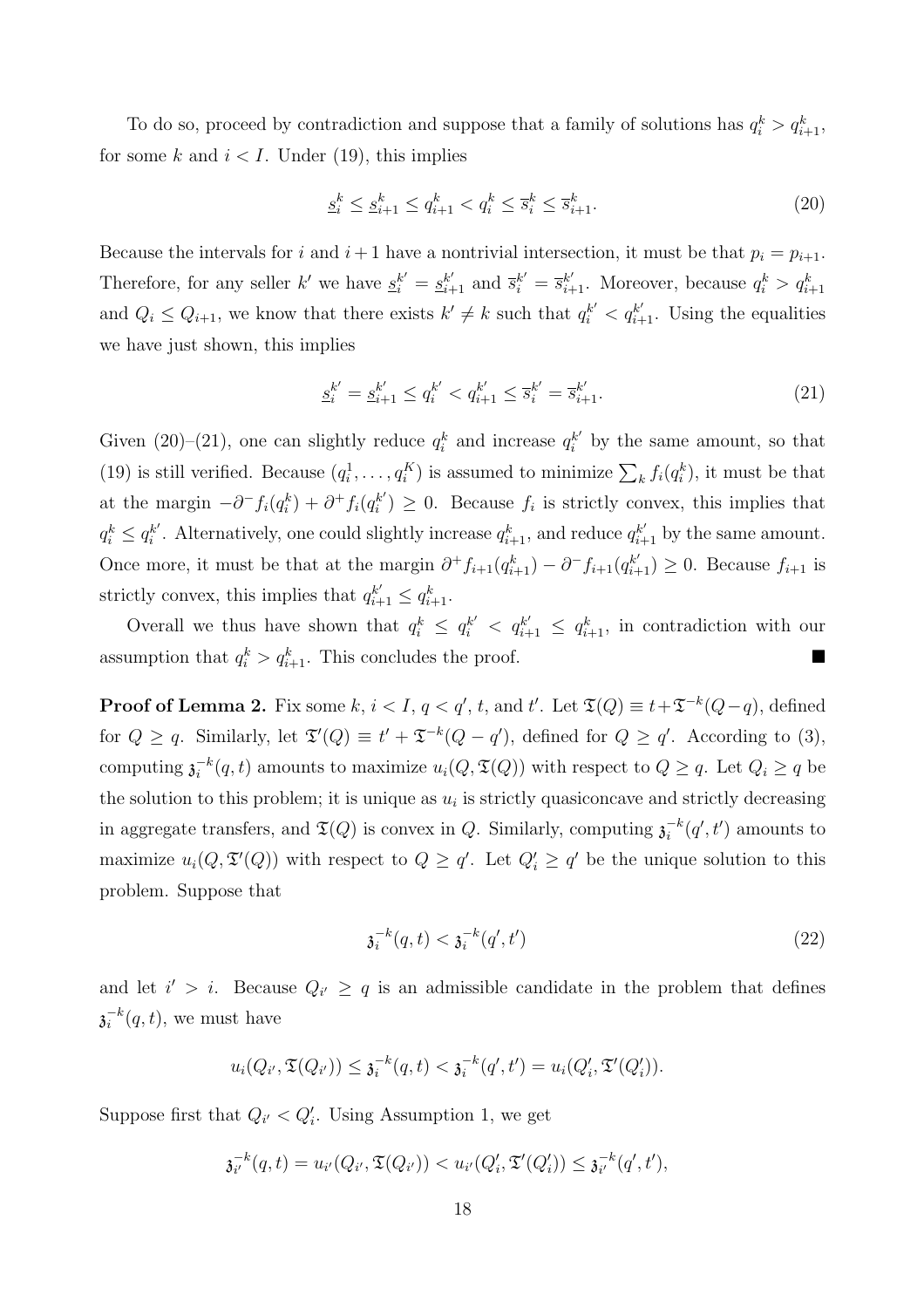To do so, proceed by contradiction and suppose that a family of solutions has $q_i^k > q_{i+1}^k$, for some $k$ and $i < I$. Under (19), this implies

$$\underline{s}_i^k \leq \underline{s}_{i+1}^k \leq q_{i+1}^k < q_i^k \leq \overline{s}_i^k \leq \overline{s}_{i+1}^k. \tag{20}$$

Because the intervals for $i$ and $i+1$ have a nontrivial intersection, it must be that $p_i = p_{i+1}$. Therefore, for any seller $k'$ we have $\underline{s}_i^{k'} = \underline{s}_{i+1}^{k'}$ and $\overline{s}_i^{k'} = \overline{s}_{i+1}^{k'}$. Moreover, because $q_i^k > q_{i+1}^k$ and $Q_i \leq Q_{i+1}$, we know that there exists $k' \neq k$ such that $q_i^{k'} < q_{i+1}^{k'}$. Using the equalities we have just shown, this implies

$$\underline{s}_i^{k'} = \underline{s}_{i+1}^{k'} \leq q_i^{k'} < q_{i+1}^{k'} \leq \overline{s}_i^{k'} = \overline{s}_{i+1}^{k'}. \tag{21}$$

Given (20)–(21), one can slightly reduce $q_i^k$ and increase $q_i^{k'}$ by the same amount, so that (19) is still verified. Because $(q_i^1, \ldots, q_i^K)$ is assumed to minimize $\sum_k f_i(q_i^k)$, it must be that at the margin $-\partial^- f_i(q_i^k) + \partial^+ f_i(q_i^{k'}) \geq 0$. Because $f_i$ is strictly convex, this implies that $q_i^k \leq q_i^{k'}$. Alternatively, one could slightly increase $q_{i+1}^k$, and reduce $q_{i+1}^{k'}$ by the same amount. Once more, it must be that at the margin $\partial^+ f_{i+1}(q_{i+1}^k) - \partial^- f_{i+1}(q_{i+1}^{k'}) \geq 0$. Because $f_{i+1}$ is strictly convex, this implies that $q_{i+1}^{k'} \leq q_{i+1}^k$.

Overall we thus have shown that $q_i^k \leq q_i^{k'} < q_{i+1}^{k'} \leq q_{i+1}^k$, in contradiction with our assumption that $q_i^k > q_{i+1}^k$. This concludes the proof. ∎

**Proof of Lemma 2.** Fix some $k$, $i < I$, $q < q'$, $t$, and $t'$. Let $\mathfrak{T}(Q) \equiv t + \mathfrak{T}^{-k}(Q - q)$, defined for $Q \geq q$. Similarly, let $\mathfrak{T}'(Q) \equiv t' + \mathfrak{T}^{-k}(Q - q')$, defined for $Q \geq q'$. According to (3), computing $\mathfrak{z}_i^{-k}(q, t)$ amounts to maximize $u_i(Q, \mathfrak{T}(Q))$ with respect to $Q \geq q$. Let $Q_i \geq q$ be the solution to this problem; it is unique as $u_i$ is strictly quasiconcave and strictly decreasing in aggregate transfers, and $\mathfrak{T}(Q)$ is convex in $Q$. Similarly, computing $\mathfrak{z}_i^{-k}(q', t')$ amounts to maximize $u_i(Q, \mathfrak{T}'(Q))$ with respect to $Q \geq q'$. Let $Q_i' \geq q'$ be the unique solution to this problem. Suppose that

$$\mathfrak{z}_i^{-k}(q, t) < \mathfrak{z}_i^{-k}(q', t') \tag{22}$$

and let $i' > i$. Because $Q_{i'} \geq q$ is an admissible candidate in the problem that defines $\mathfrak{z}_i^{-k}(q, t)$, we must have

$$u_i(Q_{i'}, \mathfrak{T}(Q_{i'})) \leq \mathfrak{z}_i^{-k}(q, t) < \mathfrak{z}_i^{-k}(q', t') = u_i(Q_i', \mathfrak{T}'(Q_i')).$$

Suppose first that $Q_{i'} < Q_i'$. Using Assumption 1, we get

$$\mathfrak{z}_{i'}^{-k}(q, t) = u_{i'}(Q_{i'}, \mathfrak{T}(Q_{i'})) < u_{i'}(Q_i', \mathfrak{T}'(Q_i')) \leq \mathfrak{z}_{i'}^{-k}(q', t'),$$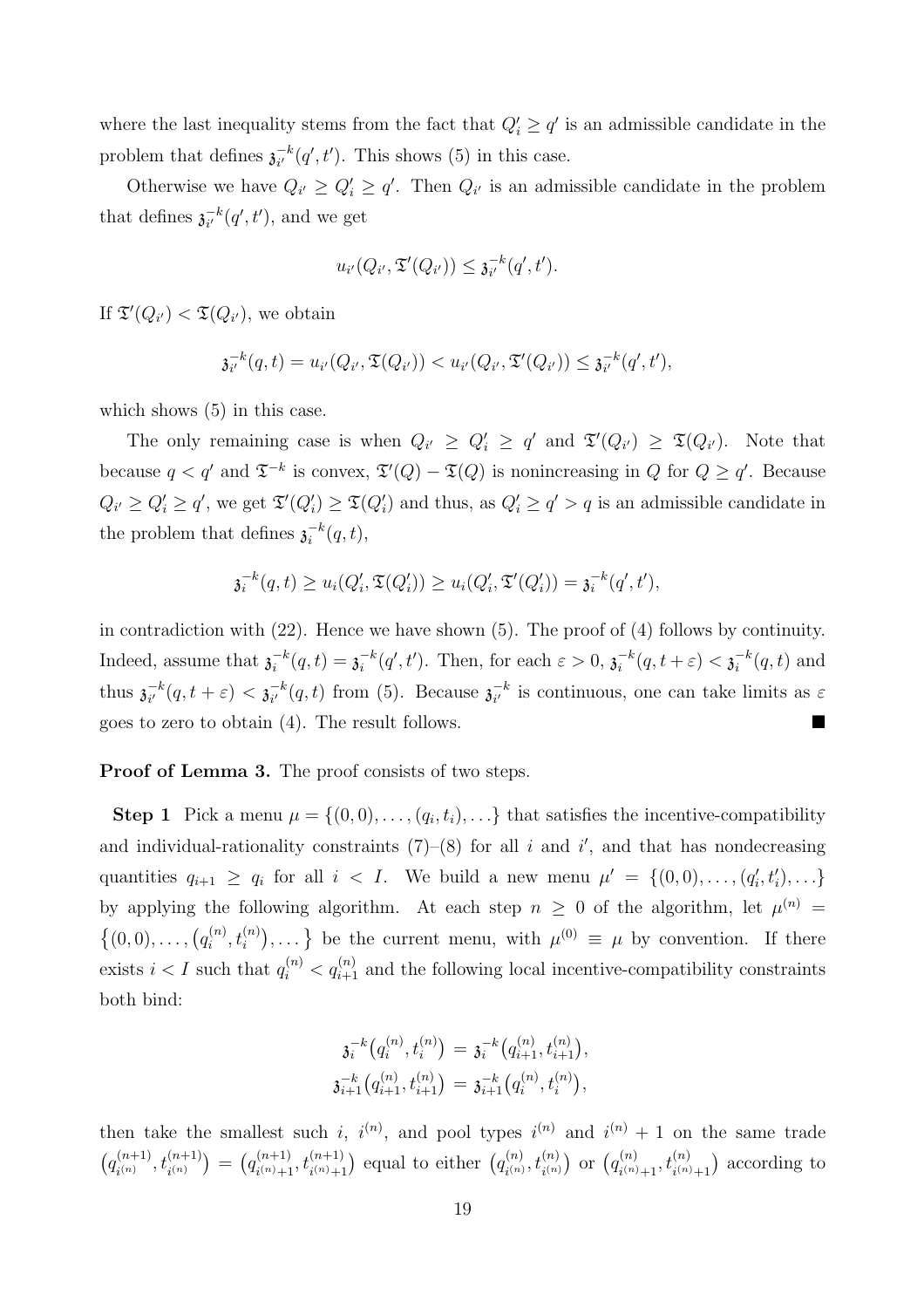where the last inequality stems from the fact that $Q'_i \geq q'$ is an admissible candidate in the problem that defines $\mathfrak{z}_{i'}^{-k}(q', t')$. This shows (5) in this case.

Otherwise we have $Q_{i'} \geq Q'_i \geq q'$. Then $Q_{i'}$ is an admissible candidate in the problem that defines $\mathfrak{z}_{i'}^{-k}(q', t')$, and we get

$$u_{i'}(Q_{i'}, \mathfrak{T}'(Q_{i'})) \leq \mathfrak{z}_{i'}^{-k}(q', t').$$

If $\mathfrak{T}'(Q_{i'}) < \mathfrak{T}(Q_{i'})$, we obtain

$$\mathfrak{z}_{i'}^{-k}(q, t) = u_{i'}(Q_{i'}, \mathfrak{T}(Q_{i'})) < u_{i'}(Q_{i'}, \mathfrak{T}'(Q_{i'})) \leq \mathfrak{z}_{i'}^{-k}(q', t'),$$

which shows (5) in this case.

The only remaining case is when $Q_{i'} \geq Q'_i \geq q'$ and $\mathfrak{T}'(Q_{i'}) \geq \mathfrak{T}(Q_{i'})$. Note that because $q < q'$ and $\mathfrak{T}^{-k}$ is convex, $\mathfrak{T}'(Q) - \mathfrak{T}(Q)$ is nonincreasing in $Q$ for $Q \geq q'$. Because $Q_{i'} \geq Q'_i \geq q'$, we get $\mathfrak{T}'(Q'_i) \geq \mathfrak{T}(Q'_i)$ and thus, as $Q'_i \geq q' > q$ is an admissible candidate in the problem that defines $\mathfrak{z}_i^{-k}(q, t)$,

$$\mathfrak{z}_i^{-k}(q, t) \geq u_i(Q'_i, \mathfrak{T}(Q'_i)) \geq u_i(Q'_i, \mathfrak{T}'(Q'_i)) = \mathfrak{z}_i^{-k}(q', t'),$$

in contradiction with (22). Hence we have shown (5). The proof of (4) follows by continuity. Indeed, assume that $\mathfrak{z}_i^{-k}(q, t) = \mathfrak{z}_i^{-k}(q', t')$. Then, for each $\varepsilon > 0$, $\mathfrak{z}_i^{-k}(q, t + \varepsilon) < \mathfrak{z}_i^{-k}(q, t)$ and thus $\mathfrak{z}_{i'}^{-k}(q, t + \varepsilon) < \mathfrak{z}_{i'}^{-k}(q, t)$ from (5). Because $\mathfrak{z}_{i'}^{-k}$ is continuous, one can take limits as $\varepsilon$ goes to zero to obtain (4). The result follows. ■

**Proof of Lemma 3.** The proof consists of two steps.

**Step 1** Pick a menu $\mu = \{(0, 0), \ldots, (q_i, t_i), \ldots\}$ that satisfies the incentive-compatibility and individual-rationality constraints (7)–(8) for all $i$ and $i'$, and that has nondecreasing quantities $q_{i+1} \geq q_i$ for all $i < I$. We build a new menu $\mu' = \{(0, 0), \ldots, (q'_i, t'_i), \ldots\}$ by applying the following algorithm. At each step $n \geq 0$ of the algorithm, let $\mu^{(n)} = \{(0, 0), \ldots, (q_i^{(n)}, t_i^{(n)}), \ldots\}$ be the current menu, with $\mu^{(0)} \equiv \mu$ by convention. If there exists $i < I$ such that $q_i^{(n)} < q_{i+1}^{(n)}$ and the following local incentive-compatibility constraints both bind:

$$\mathfrak{z}_i^{-k}(q_i^{(n)}, t_i^{(n)}) = \mathfrak{z}_i^{-k}(q_{i+1}^{(n)}, t_{i+1}^{(n)}),$$
$$\mathfrak{z}_{i+1}^{-k}(q_{i+1}^{(n)}, t_{i+1}^{(n)}) = \mathfrak{z}_{i+1}^{-k}(q_i^{(n)}, t_i^{(n)}),$$

then take the smallest such $i$, $i^{(n)}$, and pool types $i^{(n)}$ and $i^{(n)} + 1$ on the same trade $(q_{i^{(n)}}^{(n+1)}, t_{i^{(n)}}^{(n+1)}) = (q_{i^{(n)}+1}^{(n+1)}, t_{i^{(n)}+1}^{(n+1)})$ equal to either $(q_{i^{(n)}}^{(n)}, t_{i^{(n)}}^{(n)})$ or $(q_{i^{(n)}+1}^{(n)}, t_{i^{(n)}+1}^{(n)})$ according to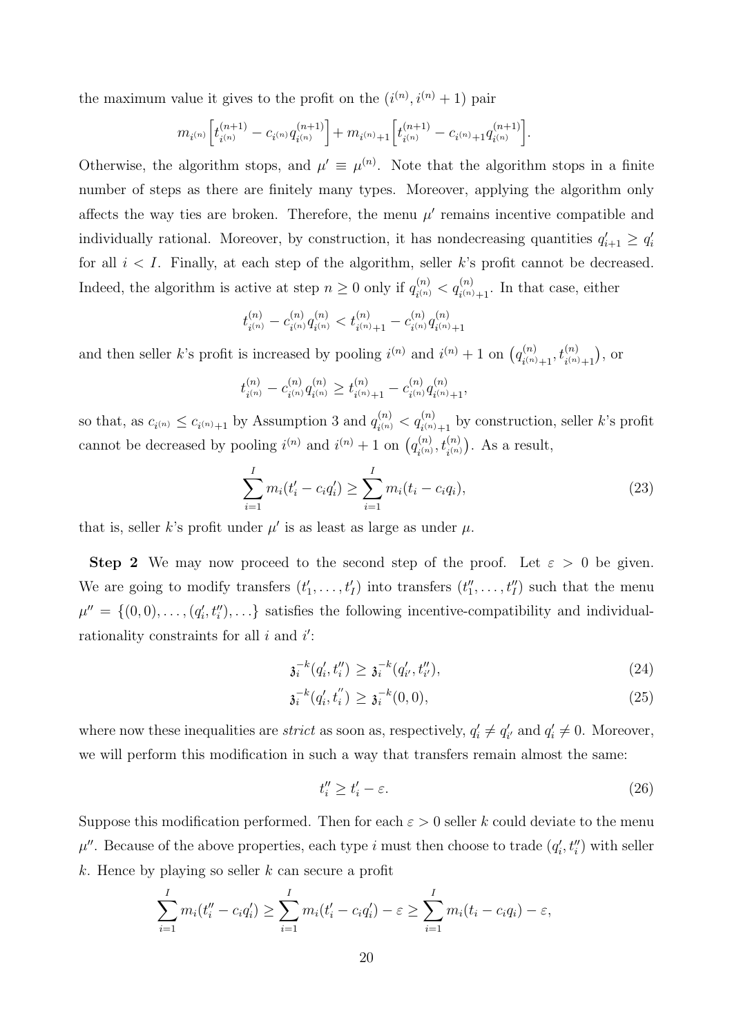the maximum value it gives to the profit on the $(i^{(n)}, i^{(n)}+1)$ pair

$$m_{i^{(n)}}\Big[t^{(n+1)}_{i^{(n)}} - c_{i^{(n)}} q^{(n+1)}_{i^{(n)}}\Big] + m_{i^{(n)}+1}\Big[t^{(n+1)}_{i^{(n)}} - c_{i^{(n)}+1} q^{(n+1)}_{i^{(n)}}\Big].$$

Otherwise, the algorithm stops, and $\mu' \equiv \mu^{(n)}$. Note that the algorithm stops in a finite number of steps as there are finitely many types. Moreover, applying the algorithm only affects the way ties are broken. Therefore, the menu $\mu'$ remains incentive compatible and individually rational. Moreover, by construction, it has nondecreasing quantities $q'_{i+1} \geq q'_i$ for all $i < I$. Finally, at each step of the algorithm, seller $k$'s profit cannot be decreased. Indeed, the algorithm is active at step $n \geq 0$ only if $q^{(n)}_{i^{(n)}} < q^{(n)}_{i^{(n)}+1}$. In that case, either

$$t^{(n)}_{i^{(n)}} - c^{(n)}_{i^{(n)}} q^{(n)}_{i^{(n)}} < t^{(n)}_{i^{(n)}+1} - c^{(n)}_{i^{(n)}} q^{(n)}_{i^{(n)}+1}$$

and then seller $k$'s profit is increased by pooling $i^{(n)}$ and $i^{(n)}+1$ on $\big(q^{(n)}_{i^{(n)}+1}, t^{(n)}_{i^{(n)}+1}\big)$, or

$$t^{(n)}_{i^{(n)}} - c^{(n)}_{i^{(n)}} q^{(n)}_{i^{(n)}} \geq t^{(n)}_{i^{(n)}+1} - c^{(n)}_{i^{(n)}} q^{(n)}_{i^{(n)}+1},$$

so that, as $c_{i^{(n)}} \leq c_{i^{(n)}+1}$ by Assumption 3 and $q^{(n)}_{i^{(n)}} < q^{(n)}_{i^{(n)}+1}$ by construction, seller $k$'s profit cannot be decreased by pooling $i^{(n)}$ and $i^{(n)}+1$ on $\big(q^{(n)}_{i^{(n)}}, t^{(n)}_{i^{(n)}}\big)$. As a result,

$$\sum_{i=1}^{I} m_i(t'_i - c_i q'_i) \geq \sum_{i=1}^{I} m_i(t_i - c_i q_i), \tag{23}$$

that is, seller $k$'s profit under $\mu'$ is as least as large as under $\mu$.

**Step 2** We may now proceed to the second step of the proof. Let $\varepsilon > 0$ be given. We are going to modify transfers $(t'_1, \ldots, t'_I)$ into transfers $(t''_1, \ldots, t''_I)$ such that the menu $\mu'' = \{(0,0), \ldots, (q'_i, t''_i), \ldots\}$ satisfies the following incentive-compatibility and individual-rationality constraints for all $i$ and $i'$:

$$\mathfrak{z}_i^{-k}(q'_i, t''_i) \geq \mathfrak{z}_i^{-k}(q'_{i'}, t''_{i'}), \tag{24}$$

$$\mathfrak{z}_i^{-k}(q'_i, t''_i) \geq \mathfrak{z}_i^{-k}(0, 0), \tag{25}$$

where now these inequalities are *strict* as soon as, respectively, $q'_i \neq q'_{i'}$ and $q'_i \neq 0$. Moreover, we will perform this modification in such a way that transfers remain almost the same:

$$t''_i \geq t'_i - \varepsilon. \tag{26}$$

Suppose this modification performed. Then for each $\varepsilon > 0$ seller $k$ could deviate to the menu $\mu''$. Because of the above properties, each type $i$ must then choose to trade $(q'_i, t''_i)$ with seller $k$. Hence by playing so seller $k$ can secure a profit

$$\sum_{i=1}^{I} m_i(t''_i - c_i q'_i) \geq \sum_{i=1}^{I} m_i(t'_i - c_i q'_i) - \varepsilon \geq \sum_{i=1}^{I} m_i(t_i - c_i q_i) - \varepsilon,$$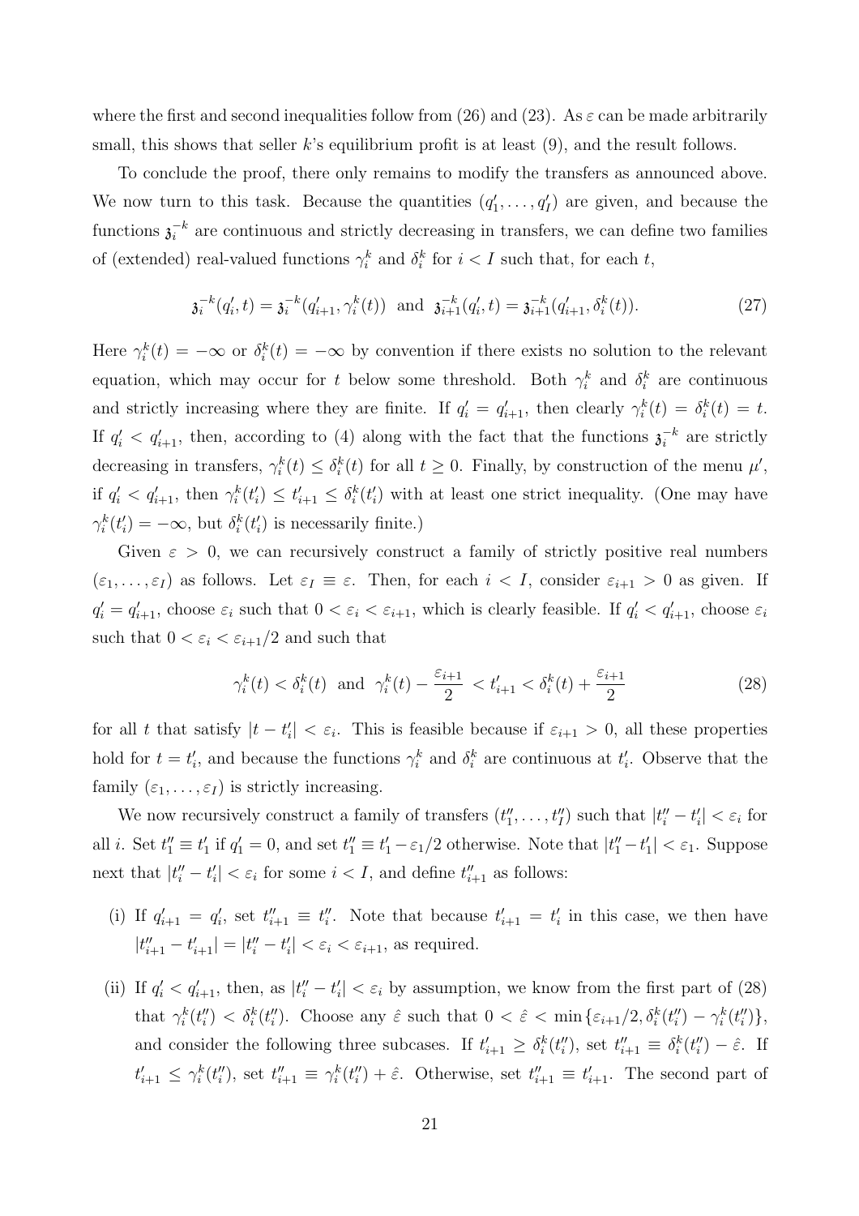where the first and second inequalities follow from (26) and (23). As $\varepsilon$ can be made arbitrarily small, this shows that seller $k$'s equilibrium profit is at least (9), and the result follows.

To conclude the proof, there only remains to modify the transfers as announced above. We now turn to this task. Because the quantities $(q'_1, \ldots, q'_I)$ are given, and because the functions $\mathfrak{z}_i^{-k}$ are continuous and strictly decreasing in transfers, we can define two families of (extended) real-valued functions $\gamma_i^k$ and $\delta_i^k$ for $i < I$ such that, for each $t$,

$$\mathfrak{z}_i^{-k}(q'_i, t) = \mathfrak{z}_i^{-k}(q'_{i+1}, \gamma_i^k(t)) \text{ and } \mathfrak{z}_{i+1}^{-k}(q'_i, t) = \mathfrak{z}_{i+1}^{-k}(q'_{i+1}, \delta_i^k(t)). \tag{27}$$

Here $\gamma_i^k(t) = -\infty$ or $\delta_i^k(t) = -\infty$ by convention if there exists no solution to the relevant equation, which may occur for $t$ below some threshold. Both $\gamma_i^k$ and $\delta_i^k$ are continuous and strictly increasing where they are finite. If $q'_i = q'_{i+1}$, then clearly $\gamma_i^k(t) = \delta_i^k(t) = t$. If $q'_i < q'_{i+1}$, then, according to (4) along with the fact that the functions $\mathfrak{z}_i^{-k}$ are strictly decreasing in transfers, $\gamma_i^k(t) \leq \delta_i^k(t)$ for all $t \geq 0$. Finally, by construction of the menu $\mu'$, if $q'_i < q'_{i+1}$, then $\gamma_i^k(t'_i) \leq t'_{i+1} \leq \delta_i^k(t'_i)$ with at least one strict inequality. (One may have $\gamma_i^k(t'_i) = -\infty$, but $\delta_i^k(t'_i)$ is necessarily finite.)

Given $\varepsilon > 0$, we can recursively construct a family of strictly positive real numbers $(\varepsilon_1, \ldots, \varepsilon_I)$ as follows. Let $\varepsilon_I \equiv \varepsilon$. Then, for each $i < I$, consider $\varepsilon_{i+1} > 0$ as given. If $q'_i = q'_{i+1}$, choose $\varepsilon_i$ such that $0 < \varepsilon_i < \varepsilon_{i+1}$, which is clearly feasible. If $q'_i < q'_{i+1}$, choose $\varepsilon_i$ such that $0 < \varepsilon_i < \varepsilon_{i+1}/2$ and such that

$$\gamma_i^k(t) < \delta_i^k(t) \text{ and } \gamma_i^k(t) - \frac{\varepsilon_{i+1}}{2} < t'_{i+1} < \delta_i^k(t) + \frac{\varepsilon_{i+1}}{2} \tag{28}$$

for all $t$ that satisfy $|t - t'_i| < \varepsilon_i$. This is feasible because if $\varepsilon_{i+1} > 0$, all these properties hold for $t = t'_i$, and because the functions $\gamma_i^k$ and $\delta_i^k$ are continuous at $t'_i$. Observe that the family $(\varepsilon_1, \ldots, \varepsilon_I)$ is strictly increasing.

We now recursively construct a family of transfers $(t''_1, \ldots, t''_I)$ such that $|t''_i - t'_i| < \varepsilon_i$ for all $i$. Set $t''_1 \equiv t'_1$ if $q'_1 = 0$, and set $t''_1 \equiv t'_1 - \varepsilon_1/2$ otherwise. Note that $|t''_1 - t'_1| < \varepsilon_1$. Suppose next that $|t''_i - t'_i| < \varepsilon_i$ for some $i < I$, and define $t''_{i+1}$ as follows:

(i) If $q'_{i+1} = q'_i$, set $t''_{i+1} \equiv t''_i$. Note that because $t'_{i+1} = t'_i$ in this case, we then have $|t''_{i+1} - t'_{i+1}| = |t''_i - t'_i| < \varepsilon_i < \varepsilon_{i+1}$, as required.

(ii) If $q'_i < q'_{i+1}$, then, as $|t''_i - t'_i| < \varepsilon_i$ by assumption, we know from the first part of (28) that $\gamma_i^k(t''_i) < \delta_i^k(t''_i)$. Choose any $\hat{\varepsilon}$ such that $0 < \hat{\varepsilon} < \min\{\varepsilon_{i+1}/2, \delta_i^k(t''_i) - \gamma_i^k(t''_i)\}$, and consider the following three subcases. If $t'_{i+1} \geq \delta_i^k(t''_i)$, set $t''_{i+1} \equiv \delta_i^k(t''_i) - \hat{\varepsilon}$. If $t'_{i+1} \leq \gamma_i^k(t''_i)$, set $t''_{i+1} \equiv \gamma_i^k(t''_i) + \hat{\varepsilon}$. Otherwise, set $t''_{i+1} \equiv t'_{i+1}$. The second part of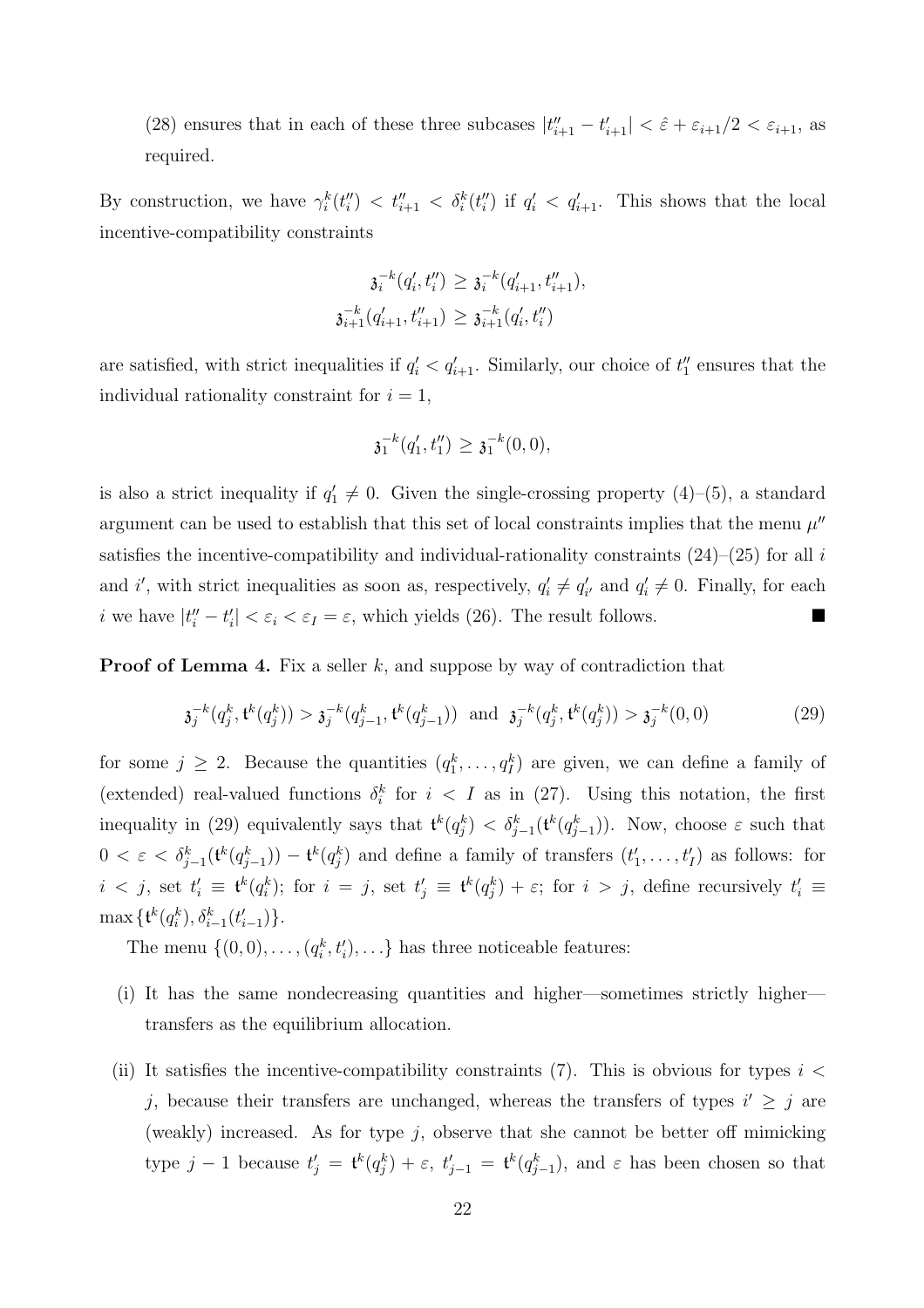(28) ensures that in each of these three subcases $|t''_{i+1} - t'_{i+1}| < \hat{\varepsilon} + \varepsilon_{i+1}/2 < \varepsilon_{i+1}$, as required.

By construction, we have $\gamma_i^k(t''_i) < t''_{i+1} < \delta_i^k(t''_i)$ if $q'_i < q'_{i+1}$. This shows that the local incentive-compatibility constraints

$$\mathfrak{z}_i^{-k}(q'_i, t''_i) \geq \mathfrak{z}_i^{-k}(q'_{i+1}, t''_{i+1}),$$
$$\mathfrak{z}_{i+1}^{-k}(q'_{i+1}, t''_{i+1}) \geq \mathfrak{z}_{i+1}^{-k}(q'_i, t''_i)$$

are satisfied, with strict inequalities if $q'_i < q'_{i+1}$. Similarly, our choice of $t''_1$ ensures that the individual rationality constraint for $i = 1$,

$$\mathfrak{z}_1^{-k}(q'_1, t''_1) \geq \mathfrak{z}_1^{-k}(0, 0),$$

is also a strict inequality if $q'_1 \neq 0$. Given the single-crossing property (4)–(5), a standard argument can be used to establish that this set of local constraints implies that the menu $\mu''$ satisfies the incentive-compatibility and individual-rationality constraints (24)–(25) for all $i$ and $i'$, with strict inequalities as soon as, respectively, $q'_i \neq q'_{i'}$ and $q'_i \neq 0$. Finally, for each $i$ we have $|t''_i - t'_i| < \varepsilon_i < \varepsilon_I = \varepsilon$, which yields (26). The result follows. ■

**Proof of Lemma 4.** Fix a seller $k$, and suppose by way of contradiction that

$$\mathfrak{z}_j^{-k}(q_j^k, \mathfrak{t}^k(q_j^k)) > \mathfrak{z}_j^{-k}(q_{j-1}^k, \mathfrak{t}^k(q_{j-1}^k)) \text{ and } \mathfrak{z}_j^{-k}(q_j^k, \mathfrak{t}^k(q_j^k)) > \mathfrak{z}_j^{-k}(0, 0) \tag{29}$$

for some $j \geq 2$. Because the quantities $(q_1^k, \ldots, q_I^k)$ are given, we can define a family of (extended) real-valued functions $\delta_i^k$ for $i < I$ as in (27). Using this notation, the first inequality in (29) equivalently says that $\mathfrak{t}^k(q_j^k) < \delta_{j-1}^k(\mathfrak{t}^k(q_{j-1}^k))$. Now, choose $\varepsilon$ such that $0 < \varepsilon < \delta_{j-1}^k(\mathfrak{t}^k(q_{j-1}^k)) - \mathfrak{t}^k(q_j^k)$ and define a family of transfers $(t'_1, \ldots, t'_I)$ as follows: for $i < j$, set $t'_i \equiv \mathfrak{t}^k(q_i^k)$; for $i = j$, set $t'_j \equiv \mathfrak{t}^k(q_j^k) + \varepsilon$; for $i > j$, define recursively $t'_i \equiv \max\{\mathfrak{t}^k(q_i^k), \delta_{i-1}^k(t'_{i-1})\}$.

The menu $\{(0,0), \ldots, (q_i^k, t'_i), \ldots\}$ has three noticeable features:

(i) It has the same nondecreasing quantities and higher—sometimes strictly higher—transfers as the equilibrium allocation.

(ii) It satisfies the incentive-compatibility constraints (7). This is obvious for types $i < j$, because their transfers are unchanged, whereas the transfers of types $i' \geq j$ are (weakly) increased. As for type $j$, observe that she cannot be better off mimicking type $j-1$ because $t'_j = \mathfrak{t}^k(q_j^k) + \varepsilon$, $t'_{j-1} = \mathfrak{t}^k(q_{j-1}^k)$, and $\varepsilon$ has been chosen so that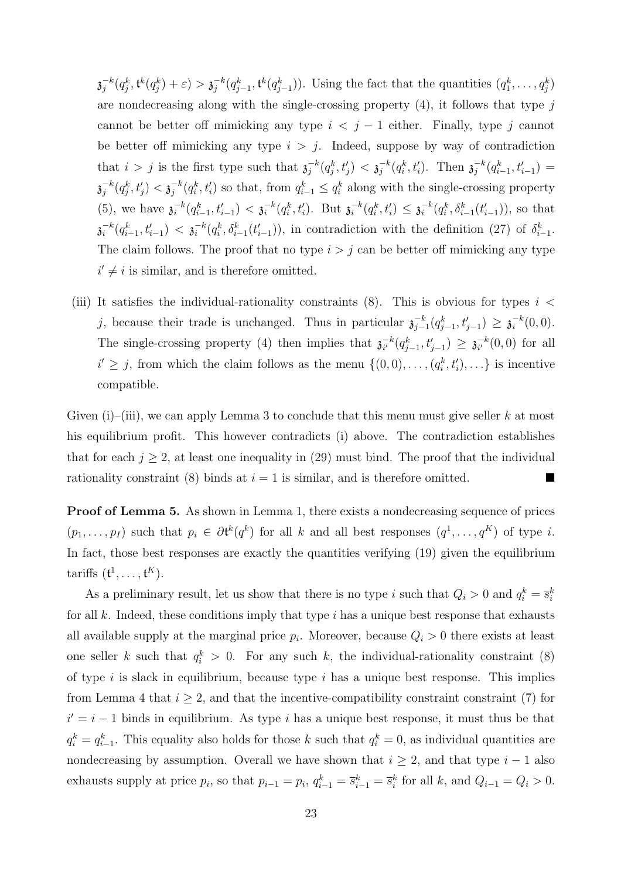$\mathfrak{z}_j^{-k}(q_j^k, \mathfrak{t}^k(q_j^k)+\varepsilon) > \mathfrak{z}_j^{-k}(q_{j-1}^k, \mathfrak{t}^k(q_{j-1}^k))$. Using the fact that the quantities $(q_1^k, \ldots, q_j^k)$ are nondecreasing along with the single-crossing property (4), it follows that type $j$ cannot be better off mimicking any type $i < j-1$ either. Finally, type $j$ cannot be better off mimicking any type $i > j$. Indeed, suppose by way of contradiction that $i > j$ is the first type such that $\mathfrak{z}_j^{-k}(q_j^k, t_j') < \mathfrak{z}_j^{-k}(q_i^k, t_i')$. Then $\mathfrak{z}_j^{-k}(q_{i-1}^k, t_{i-1}') = \mathfrak{z}_j^{-k}(q_j^k, t_j') < \mathfrak{z}_j^{-k}(q_i^k, t_i')$ so that, from $q_{i-1}^k \leq q_i^k$ along with the single-crossing property (5), we have $\mathfrak{z}_i^{-k}(q_{i-1}^k, t_{i-1}') < \mathfrak{z}_i^{-k}(q_i^k, t_i')$. But $\mathfrak{z}_i^{-k}(q_i^k, t_i') \leq \mathfrak{z}_i^{-k}(q_i^k, \delta_{i-1}^k(t_{i-1}'))$, so that $\mathfrak{z}_i^{-k}(q_{i-1}^k, t_{i-1}') < \mathfrak{z}_i^{-k}(q_i^k, \delta_{i-1}^k(t_{i-1}'))$, in contradiction with the definition (27) of $\delta_{i-1}^k$. The claim follows. The proof that no type $i > j$ can be better off mimicking any type $i' \neq i$ is similar, and is therefore omitted.

(iii) It satisfies the individual-rationality constraints (8). This is obvious for types $i < j$, because their trade is unchanged. Thus in particular $\mathfrak{z}_{j-1}^{-k}(q_{j-1}^k, t_{j-1}') \geq \mathfrak{z}_i^{-k}(0,0)$. The single-crossing property (4) then implies that $\mathfrak{z}_{i'}^{-k}(q_{j-1}^k, t_{j-1}') \geq \mathfrak{z}_{i'}^{-k}(0,0)$ for all $i' \geq j$, from which the claim follows as the menu $\{(0,0), \ldots, (q_i^k, t_i'), \ldots\}$ is incentive compatible.

Given (i)–(iii), we can apply Lemma 3 to conclude that this menu must give seller $k$ at most his equilibrium profit. This however contradicts (i) above. The contradiction establishes that for each $j \geq 2$, at least one inequality in (29) must bind. The proof that the individual rationality constraint (8) binds at $i = 1$ is similar, and is therefore omitted. ■

**Proof of Lemma 5.** As shown in Lemma 1, there exists a nondecreasing sequence of prices $(p_1, \ldots, p_I)$ such that $p_i \in \partial \mathfrak{t}^k(q^k)$ for all $k$ and all best responses $(q^1, \ldots, q^K)$ of type $i$. In fact, those best responses are exactly the quantities verifying (19) given the equilibrium tariffs $(\mathfrak{t}^1, \ldots, \mathfrak{t}^K)$.

As a preliminary result, let us show that there is no type $i$ such that $Q_i > 0$ and $q_i^k = \overline{s}_i^k$ for all $k$. Indeed, these conditions imply that type $i$ has a unique best response that exhausts all available supply at the marginal price $p_i$. Moreover, because $Q_i > 0$ there exists at least one seller $k$ such that $q_i^k > 0$. For any such $k$, the individual-rationality constraint (8) of type $i$ is slack in equilibrium, because type $i$ has a unique best response. This implies from Lemma 4 that $i \geq 2$, and that the incentive-compatibility constraint constraint (7) for $i' = i-1$ binds in equilibrium. As type $i$ has a unique best response, it must thus be that $q_i^k = q_{i-1}^k$. This equality also holds for those $k$ such that $q_i^k = 0$, as individual quantities are nondecreasing by assumption. Overall we have shown that $i \geq 2$, and that type $i-1$ also exhausts supply at price $p_i$, so that $p_{i-1} = p_i$, $q_{i-1}^k = \overline{s}_{i-1}^k = \overline{s}_i^k$ for all $k$, and $Q_{i-1} = Q_i > 0$.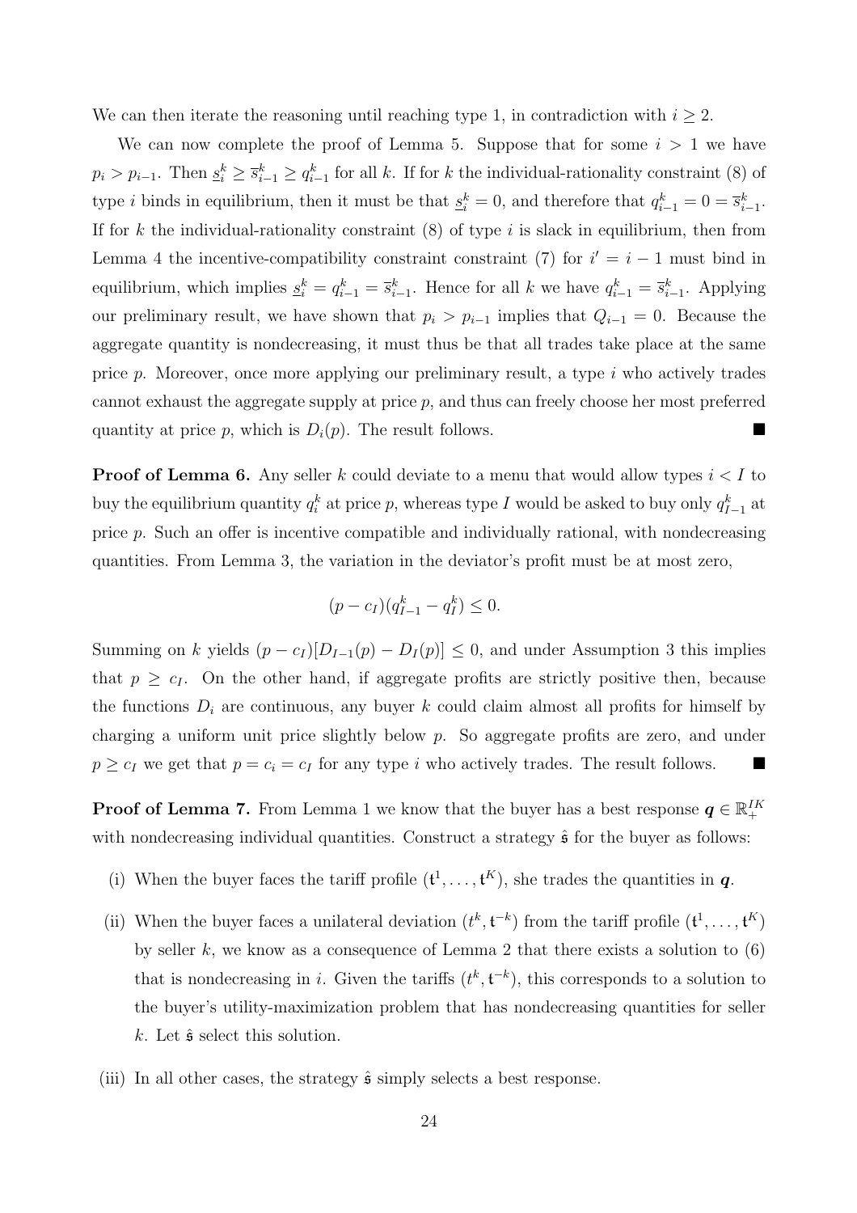We can then iterate the reasoning until reaching type 1, in contradiction with $i \geq 2$.

We can now complete the proof of Lemma 5. Suppose that for some $i > 1$ we have $p_i > p_{i-1}$. Then $\underline{s}_i^k \geq \overline{s}_{i-1}^k \geq q_{i-1}^k$ for all $k$. If for $k$ the individual-rationality constraint (8) of type $i$ binds in equilibrium, then it must be that $\underline{s}_i^k = 0$, and therefore that $q_{i-1}^k = 0 = \overline{s}_{i-1}^k$. If for $k$ the individual-rationality constraint (8) of type $i$ is slack in equilibrium, then from Lemma 4 the incentive-compatibility constraint constraint (7) for $i' = i-1$ must bind in equilibrium, which implies $\underline{s}_i^k = q_{i-1}^k = \overline{s}_{i-1}^k$. Hence for all $k$ we have $q_{i-1}^k = \overline{s}_{i-1}^k$. Applying our preliminary result, we have shown that $p_i > p_{i-1}$ implies that $Q_{i-1} = 0$. Because the aggregate quantity is nondecreasing, it must thus be that all trades take place at the same price $p$. Moreover, once more applying our preliminary result, a type $i$ who actively trades cannot exhaust the aggregate supply at price $p$, and thus can freely choose her most preferred quantity at price $p$, which is $D_i(p)$. The result follows. ■

**Proof of Lemma 6.** Any seller $k$ could deviate to a menu that would allow types $i < I$ to buy the equilibrium quantity $q_i^k$ at price $p$, whereas type $I$ would be asked to buy only $q_{I-1}^k$ at price $p$. Such an offer is incentive compatible and individually rational, with nondecreasing quantities. From Lemma 3, the variation in the deviator's profit must be at most zero,

$$(p - c_I)(q_{I-1}^k - q_I^k) \leq 0.$$

Summing on $k$ yields $(p - c_I)[D_{I-1}(p) - D_I(p)] \leq 0$, and under Assumption 3 this implies that $p \geq c_I$. On the other hand, if aggregate profits are strictly positive then, because the functions $D_i$ are continuous, any buyer $k$ could claim almost all profits for himself by charging a uniform unit price slightly below $p$. So aggregate profits are zero, and under $p \geq c_I$ we get that $p = c_i = c_I$ for any type $i$ who actively trades. The result follows. ■

**Proof of Lemma 7.** From Lemma 1 we know that the buyer has a best response $\boldsymbol{q} \in \mathbb{R}_+^{IK}$ with nondecreasing individual quantities. Construct a strategy $\hat{\mathfrak{s}}$ for the buyer as follows:

(i) When the buyer faces the tariff profile $(\mathfrak{t}^1, \ldots, \mathfrak{t}^K)$, she trades the quantities in $\boldsymbol{q}$.

(ii) When the buyer faces a unilateral deviation $(t^k, \mathfrak{t}^{-k})$ from the tariff profile $(\mathfrak{t}^1, \ldots, \mathfrak{t}^K)$ by seller $k$, we know as a consequence of Lemma 2 that there exists a solution to (6) that is nondecreasing in $i$. Given the tariffs $(t^k, \mathfrak{t}^{-k})$, this corresponds to a solution to the buyer's utility-maximization problem that has nondecreasing quantities for seller $k$. Let $\hat{\mathfrak{s}}$ select this solution.

(iii) In all other cases, the strategy $\hat{\mathfrak{s}}$ simply selects a best response.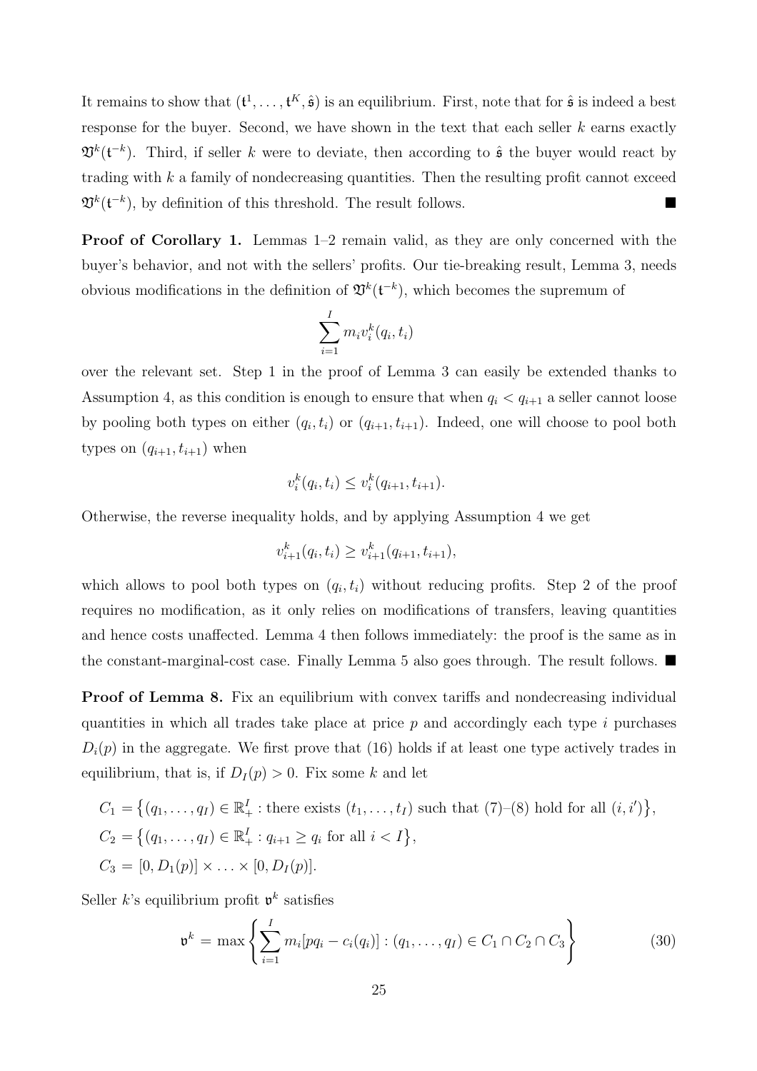It remains to show that $(\mathfrak{t}^1, \ldots, \mathfrak{t}^K, \hat{\mathfrak{s}})$ is an equilibrium. First, note that for $\hat{\mathfrak{s}}$ is indeed a best response for the buyer. Second, we have shown in the text that each seller $k$ earns exactly $\mathfrak{V}^k(\mathfrak{t}^{-k})$. Third, if seller $k$ were to deviate, then according to $\hat{\mathfrak{s}}$ the buyer would react by trading with $k$ a family of nondecreasing quantities. Then the resulting profit cannot exceed $\mathfrak{V}^k(\mathfrak{t}^{-k})$, by definition of this threshold. The result follows. ■

**Proof of Corollary 1.** Lemmas 1–2 remain valid, as they are only concerned with the buyer's behavior, and not with the sellers' profits. Our tie-breaking result, Lemma 3, needs obvious modifications in the definition of $\mathfrak{V}^k(\mathfrak{t}^{-k})$, which becomes the supremum of

$$\sum_{i=1}^{I} m_i v_i^k(q_i, t_i)$$

over the relevant set. Step 1 in the proof of Lemma 3 can easily be extended thanks to Assumption 4, as this condition is enough to ensure that when $q_i < q_{i+1}$ a seller cannot loose by pooling both types on either $(q_i, t_i)$ or $(q_{i+1}, t_{i+1})$. Indeed, one will choose to pool both types on $(q_{i+1}, t_{i+1})$ when

$$v_i^k(q_i, t_i) \leq v_i^k(q_{i+1}, t_{i+1}).$$

Otherwise, the reverse inequality holds, and by applying Assumption 4 we get

$$v_{i+1}^k(q_i, t_i) \geq v_{i+1}^k(q_{i+1}, t_{i+1}),$$

which allows to pool both types on $(q_i, t_i)$ without reducing profits. Step 2 of the proof requires no modification, as it only relies on modifications of transfers, leaving quantities and hence costs unaffected. Lemma 4 then follows immediately: the proof is the same as in the constant-marginal-cost case. Finally Lemma 5 also goes through. The result follows. ■

**Proof of Lemma 8.** Fix an equilibrium with convex tariffs and nondecreasing individual quantities in which all trades take place at price $p$ and accordingly each type $i$ purchases $D_i(p)$ in the aggregate. We first prove that (16) holds if at least one type actively trades in equilibrium, that is, if $D_I(p) > 0$. Fix some $k$ and let

$$\begin{aligned}
C_1 &= \big\{(q_1, \ldots, q_I) \in \mathbb{R}_+^I : \text{there exists } (t_1, \ldots, t_I) \text{ such that (7)–(8) hold for all } (i, i')\big\}, \\
C_2 &= \big\{(q_1, \ldots, q_I) \in \mathbb{R}_+^I : q_{i+1} \geq q_i \text{ for all } i < I\big\}, \\
C_3 &= [0, D_1(p)] \times \ldots \times [0, D_I(p)].
\end{aligned}$$

Seller $k$'s equilibrium profit $\mathfrak{v}^k$ satisfies

$$\mathfrak{v}^k = \max\left\{\sum_{i=1}^{I} m_i[pq_i - c_i(q_i)] : (q_1, \ldots, q_I) \in C_1 \cap C_2 \cap C_3\right\} \tag{30}$$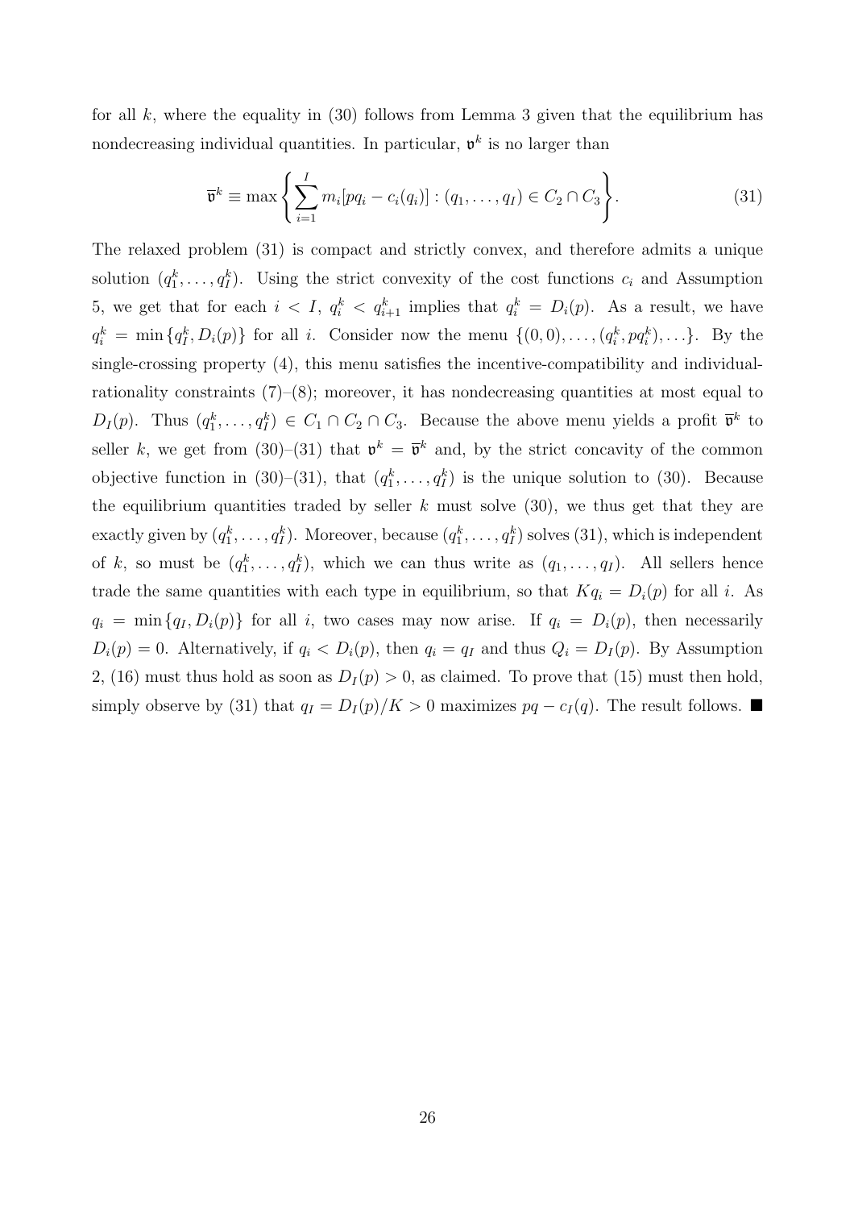for all $k$, where the equality in (30) follows from Lemma 3 given that the equilibrium has nondecreasing individual quantities. In particular, $\mathfrak{v}^k$ is no larger than

$$\overline{\mathfrak{v}}^k \equiv \max \left\{ \sum_{i=1}^{I} m_i[pq_i - c_i(q_i)] : (q_1, \ldots, q_I) \in C_2 \cap C_3 \right\}. \tag{31}$$

The relaxed problem (31) is compact and strictly convex, and therefore admits a unique solution $(q_1^k, \ldots, q_I^k)$. Using the strict convexity of the cost functions $c_i$ and Assumption 5, we get that for each $i < I$, $q_i^k < q_{i+1}^k$ implies that $q_i^k = D_i(p)$. As a result, we have $q_i^k = \min\{q_I^k, D_i(p)\}$ for all $i$. Consider now the menu $\{(0,0), \ldots, (q_i^k, pq_i^k), \ldots\}$. By the single-crossing property (4), this menu satisfies the incentive-compatibility and individual-rationality constraints (7)–(8); moreover, it has nondecreasing quantities at most equal to $D_I(p)$. Thus $(q_1^k, \ldots, q_I^k) \in C_1 \cap C_2 \cap C_3$. Because the above menu yields a profit $\overline{\mathfrak{v}}^k$ to seller $k$, we get from (30)–(31) that $\mathfrak{v}^k = \overline{\mathfrak{v}}^k$ and, by the strict concavity of the common objective function in (30)–(31), that $(q_1^k, \ldots, q_I^k)$ is the unique solution to (30). Because the equilibrium quantities traded by seller $k$ must solve (30), we thus get that they are exactly given by $(q_1^k, \ldots, q_I^k)$. Moreover, because $(q_1^k, \ldots, q_I^k)$ solves (31), which is independent of $k$, so must be $(q_1^k, \ldots, q_I^k)$, which we can thus write as $(q_1, \ldots, q_I)$. All sellers hence trade the same quantities with each type in equilibrium, so that $Kq_i = D_i(p)$ for all $i$. As $q_i = \min\{q_I, D_i(p)\}$ for all $i$, two cases may now arise. If $q_i = D_i(p)$, then necessarily $D_i(p) = 0$. Alternatively, if $q_i < D_i(p)$, then $q_i = q_I$ and thus $Q_i = D_I(p)$. By Assumption 2, (16) must thus hold as soon as $D_I(p) > 0$, as claimed. To prove that (15) must then hold, simply observe by (31) that $q_I = D_I(p)/K > 0$ maximizes $pq - c_I(q)$. The result follows. ■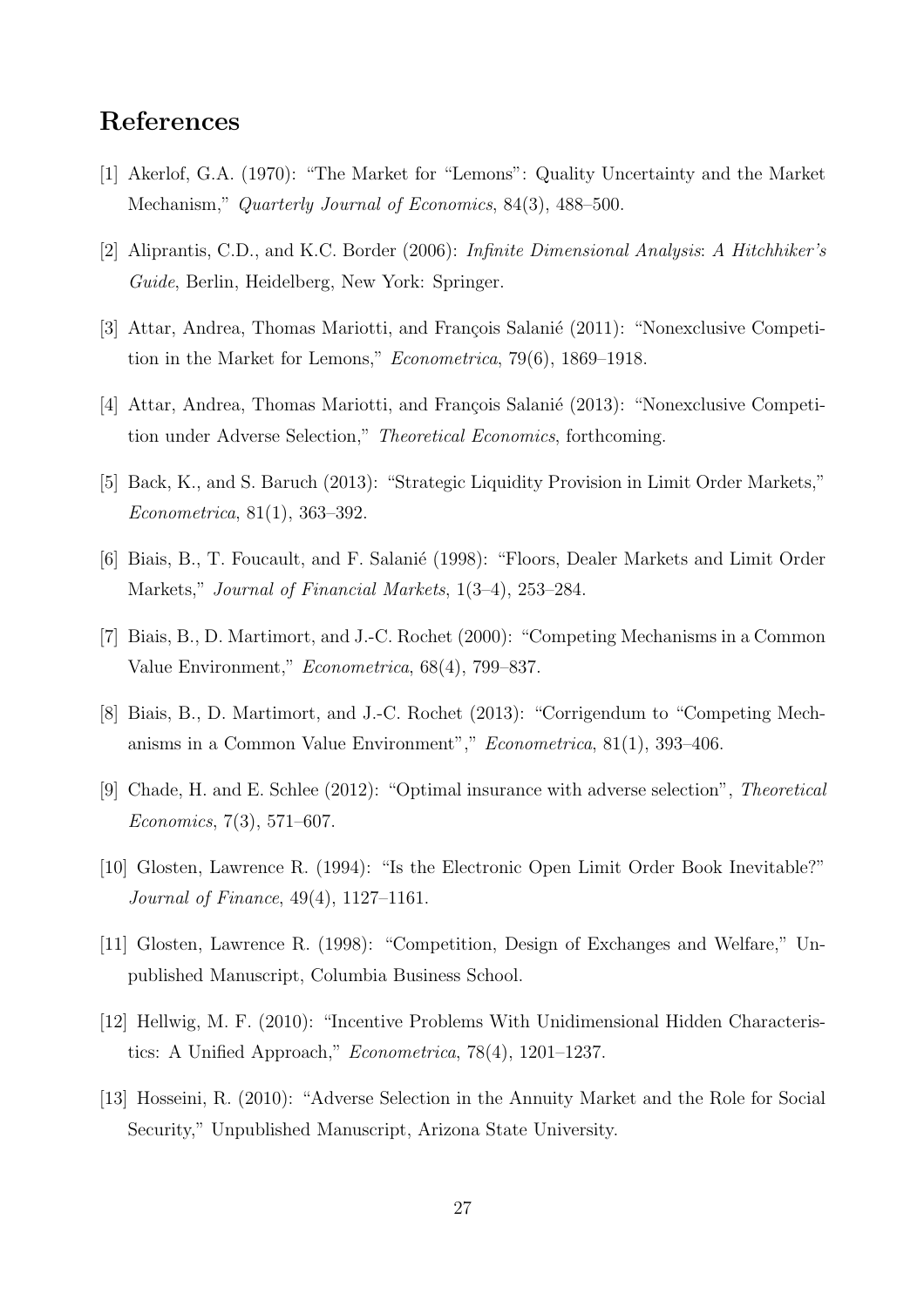# References

[1] Akerlof, G.A. (1970): "The Market for "Lemons": Quality Uncertainty and the Market Mechanism," *Quarterly Journal of Economics*, 84(3), 488–500.

[2] Aliprantis, C.D., and K.C. Border (2006): *Infinite Dimensional Analysis*: *A Hitchhiker's Guide*, Berlin, Heidelberg, New York: Springer.

[3] Attar, Andrea, Thomas Mariotti, and François Salanié (2011): "Nonexclusive Competition in the Market for Lemons," *Econometrica*, 79(6), 1869–1918.

[4] Attar, Andrea, Thomas Mariotti, and François Salanié (2013): "Nonexclusive Competition under Adverse Selection," *Theoretical Economics*, forthcoming.

[5] Back, K., and S. Baruch (2013): "Strategic Liquidity Provision in Limit Order Markets," *Econometrica*, 81(1), 363–392.

[6] Biais, B., T. Foucault, and F. Salanié (1998): "Floors, Dealer Markets and Limit Order Markets," *Journal of Financial Markets*, 1(3–4), 253–284.

[7] Biais, B., D. Martimort, and J.-C. Rochet (2000): "Competing Mechanisms in a Common Value Environment," *Econometrica*, 68(4), 799–837.

[8] Biais, B., D. Martimort, and J.-C. Rochet (2013): "Corrigendum to "Competing Mechanisms in a Common Value Environment"," *Econometrica*, 81(1), 393–406.

[9] Chade, H. and E. Schlee (2012): "Optimal insurance with adverse selection", *Theoretical Economics*, 7(3), 571–607.

[10] Glosten, Lawrence R. (1994): "Is the Electronic Open Limit Order Book Inevitable?" *Journal of Finance*, 49(4), 1127–1161.

[11] Glosten, Lawrence R. (1998): "Competition, Design of Exchanges and Welfare," Unpublished Manuscript, Columbia Business School.

[12] Hellwig, M. F. (2010): "Incentive Problems With Unidimensional Hidden Characteristics: A Unified Approach," *Econometrica*, 78(4), 1201–1237.

[13] Hosseini, R. (2010): "Adverse Selection in the Annuity Market and the Role for Social Security," Unpublished Manuscript, Arizona State University.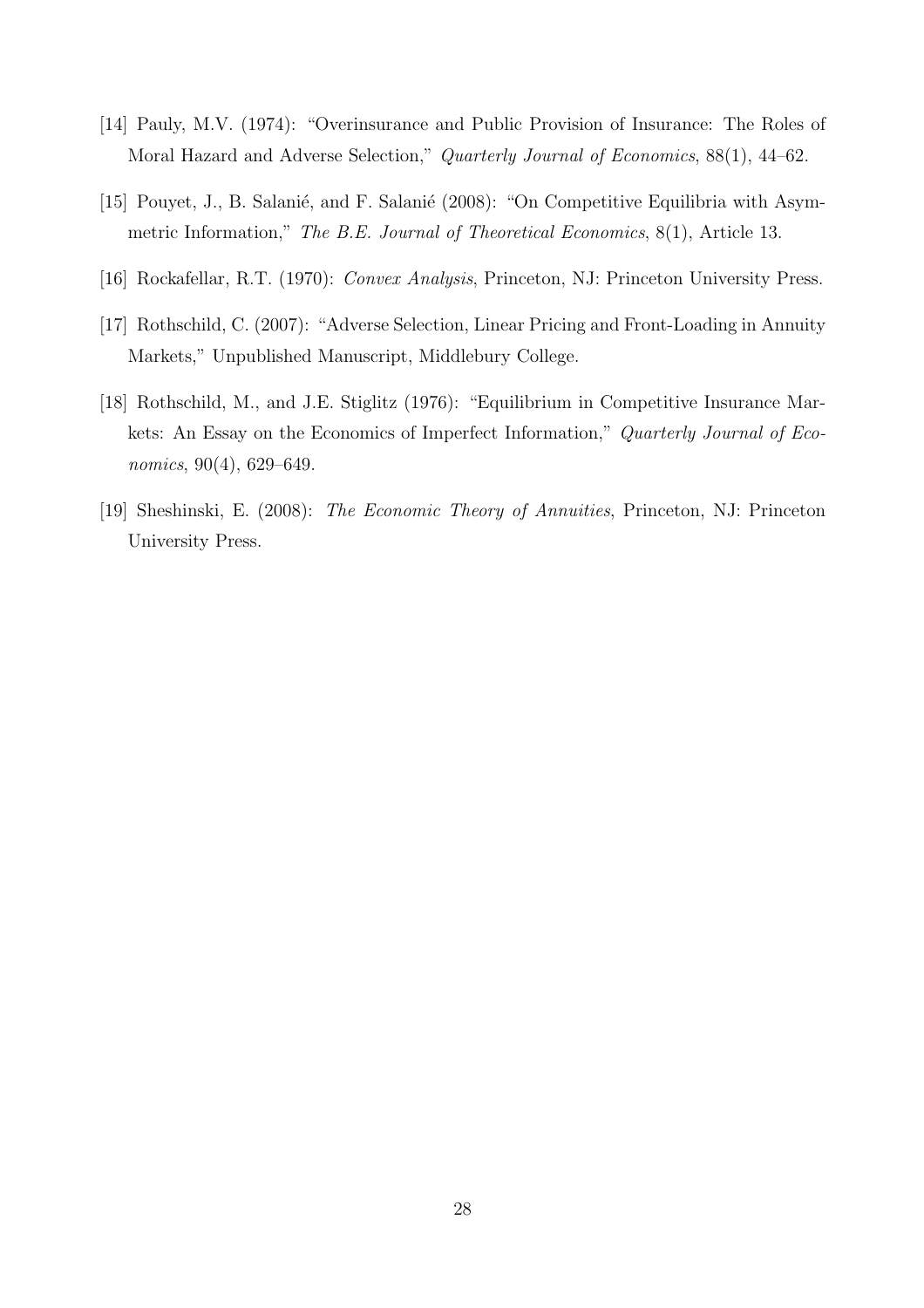[14] Pauly, M.V. (1974): "Overinsurance and Public Provision of Insurance: The Roles of Moral Hazard and Adverse Selection," *Quarterly Journal of Economics*, 88(1), 44–62.

[15] Pouyet, J., B. Salanié, and F. Salanié (2008): "On Competitive Equilibria with Asymmetric Information," *The B.E. Journal of Theoretical Economics*, 8(1), Article 13.

[16] Rockafellar, R.T. (1970): *Convex Analysis*, Princeton, NJ: Princeton University Press.

[17] Rothschild, C. (2007): "Adverse Selection, Linear Pricing and Front-Loading in Annuity Markets," Unpublished Manuscript, Middlebury College.

[18] Rothschild, M., and J.E. Stiglitz (1976): "Equilibrium in Competitive Insurance Markets: An Essay on the Economics of Imperfect Information," *Quarterly Journal of Economics*, 90(4), 629–649.

[19] Sheshinski, E. (2008): *The Economic Theory of Annuities*, Princeton, NJ: Princeton University Press.